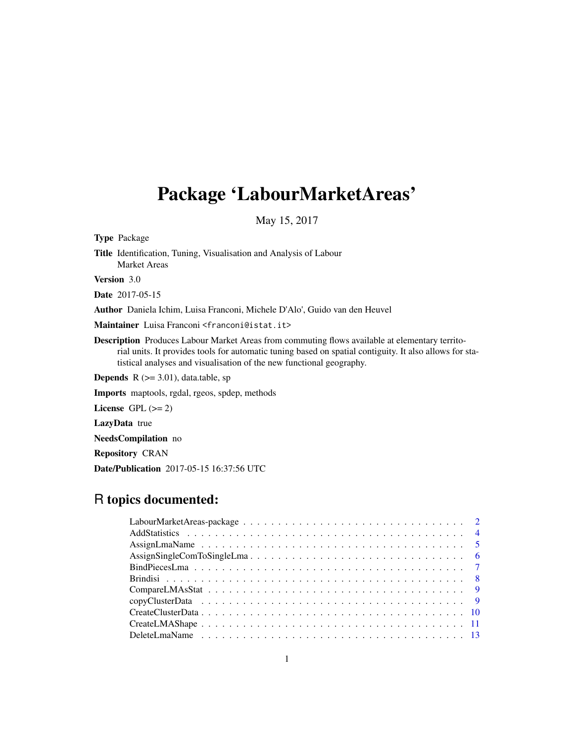# Package 'LabourMarketAreas'

May 15, 2017

**Type** Package

**Title** Identification, Tuning, Visualisation and Analysis of Labour Market Areas

**Version** 3.0

**Date** 2017-05-15

**Author** Daniela Ichim, Luisa Franconi, Michele D'Alo', Guido van den Heuvel

**Maintainer** Luisa Franconi <franconi@istat.it>

**Description** Produces Labour Market Areas from commuting flows available at elementary territorial units. It provides tools for automatic tuning based on spatial contiguity. It also allows for statistical analyses and visualisation of the new functional geography.

**Depends** R (>= 3.01), data.table, sp

**Imports** maptools, rgdal, rgeos, spdep, methods

**License** GPL (>= 2)

**LazyData** true

**NeedsCompilation** no

**Repository** CRAN

**Date/Publication** 2017-05-15 16:37:56 UTC

## R topics documented:

| | |
|---|---|
| LabourMarketAreas-package | 2 |
| AddStatistics | 4 |
| AssignLmaName | 5 |
| AssignSingleComToSingleLma | 6 |
| BindPiecesLma | 7 |
| Brindisi | 8 |
| CompareLMAsStat | 9 |
| copyClusterData | 9 |
| CreateClusterData | 10 |
| CreateLMAShape | 11 |
| DeleteLmaName | 13 |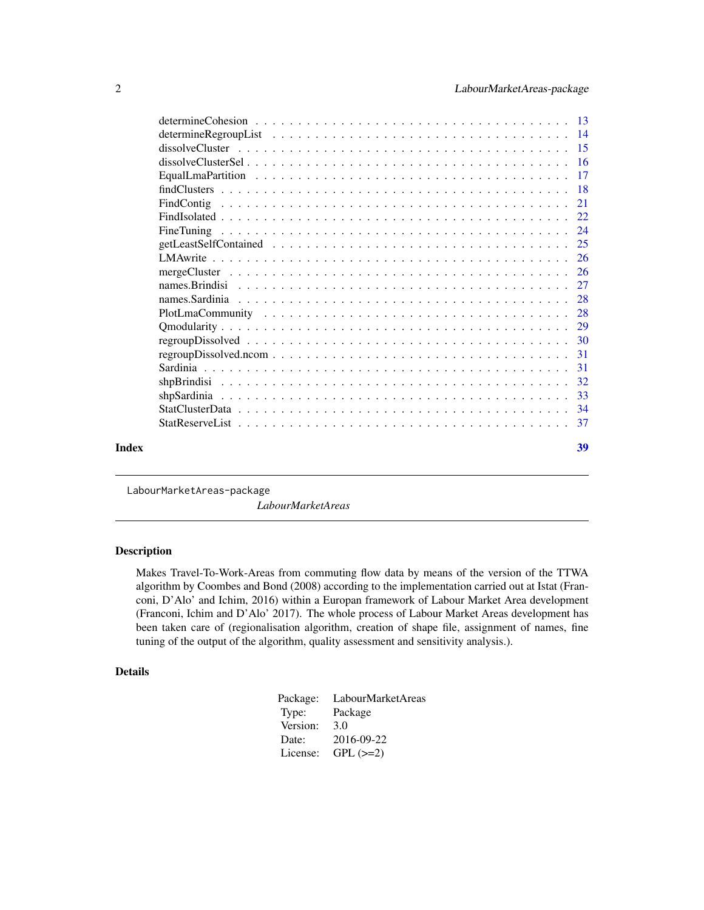determineCohesion . . . . . . . . . . . . . . . . . . . . . . . . . . . . . . . . . . 13
determineRegroupList . . . . . . . . . . . . . . . . . . . . . . . . . . . . . . . . 14
dissolveCluster . . . . . . . . . . . . . . . . . . . . . . . . . . . . . . . . . . . 15
dissolveClusterSel . . . . . . . . . . . . . . . . . . . . . . . . . . . . . . . . . . 16
EqualLmaPartition . . . . . . . . . . . . . . . . . . . . . . . . . . . . . . . . . . 17
findClusters . . . . . . . . . . . . . . . . . . . . . . . . . . . . . . . . . . . . . 18
FindContig . . . . . . . . . . . . . . . . . . . . . . . . . . . . . . . . . . . . . . 21
FindIsolated . . . . . . . . . . . . . . . . . . . . . . . . . . . . . . . . . . . . . 22
FineTuning . . . . . . . . . . . . . . . . . . . . . . . . . . . . . . . . . . . . . . 24
getLeastSelfContained . . . . . . . . . . . . . . . . . . . . . . . . . . . . . . . . 25
LMAwrite . . . . . . . . . . . . . . . . . . . . . . . . . . . . . . . . . . . . . . . 26
mergeCluster . . . . . . . . . . . . . . . . . . . . . . . . . . . . . . . . . . . . . 26
names.Brindisi . . . . . . . . . . . . . . . . . . . . . . . . . . . . . . . . . . . . 27
names.Sardinia . . . . . . . . . . . . . . . . . . . . . . . . . . . . . . . . . . . . 28
PlotLmaCommunity . . . . . . . . . . . . . . . . . . . . . . . . . . . . . . . . . . 28
Qmodularity . . . . . . . . . . . . . . . . . . . . . . . . . . . . . . . . . . . . . . 29
regroupDissolved . . . . . . . . . . . . . . . . . . . . . . . . . . . . . . . . . . . 30
regroupDissolved.ncom . . . . . . . . . . . . . . . . . . . . . . . . . . . . . . . . 31
Sardinia . . . . . . . . . . . . . . . . . . . . . . . . . . . . . . . . . . . . . . . . 31
shpBrindisi . . . . . . . . . . . . . . . . . . . . . . . . . . . . . . . . . . . . . . 32
shpSardinia . . . . . . . . . . . . . . . . . . . . . . . . . . . . . . . . . . . . . . 33
StatClusterData . . . . . . . . . . . . . . . . . . . . . . . . . . . . . . . . . . . . 34
StatReserveList . . . . . . . . . . . . . . . . . . . . . . . . . . . . . . . . . . . . 37

**Index** 39

---

`LabourMarketAreas-package` *LabourMarketAreas*

---

## Description

Makes Travel-To-Work-Areas from commuting flow data by means of the version of the TTWA algorithm by Coombes and Bond (2008) according to the implementation carried out at Istat (Franconi, D'Alo' and Ichim, 2016) within a Europan framework of Labour Market Area development (Franconi, Ichim and D'Alo' 2017). The whole process of Labour Market Areas development has been taken care of (regionalisation algorithm, creation of shape file, assignment of names, fine tuning of the output of the algorithm, quality assessment and sensitivity analysis.).

## Details

| | |
|---|---|
| Package: | LabourMarketAreas |
| Type: | Package |
| Version: | 3.0 |
| Date: | 2016-09-22 |
| License: | GPL (>=2) |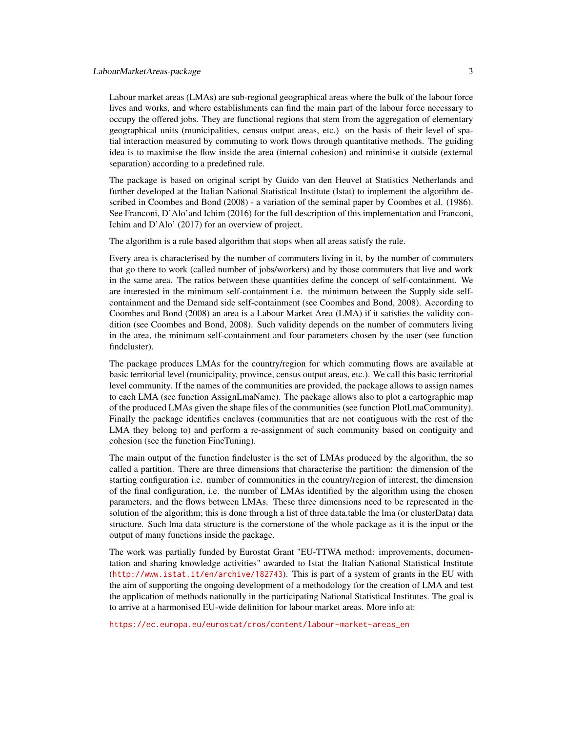Labour market areas (LMAs) are sub-regional geographical areas where the bulk of the labour force lives and works, and where establishments can find the main part of the labour force necessary to occupy the offered jobs. They are functional regions that stem from the aggregation of elementary geographical units (municipalities, census output areas, etc.) on the basis of their level of spatial interaction measured by commuting to work flows through quantitative methods. The guiding idea is to maximise the flow inside the area (internal cohesion) and minimise it outside (external separation) according to a predefined rule.

The package is based on original script by Guido van den Heuvel at Statistics Netherlands and further developed at the Italian National Statistical Institute (Istat) to implement the algorithm described in Coombes and Bond (2008) - a variation of the seminal paper by Coombes et al. (1986). See Franconi, D'Alo'and Ichim (2016) for the full description of this implementation and Franconi, Ichim and D'Alo' (2017) for an overview of project.

The algorithm is a rule based algorithm that stops when all areas satisfy the rule.

Every area is characterised by the number of commuters living in it, by the number of commuters that go there to work (called number of jobs/workers) and by those commuters that live and work in the same area. The ratios between these quantities define the concept of self-containment. We are interested in the minimum self-containment i.e. the minimum between the Supply side self-containment and the Demand side self-containment (see Coombes and Bond, 2008). According to Coombes and Bond (2008) an area is a Labour Market Area (LMA) if it satisfies the validity condition (see Coombes and Bond, 2008). Such validity depends on the number of commuters living in the area, the minimum self-containment and four parameters chosen by the user (see function findcluster).

The package produces LMAs for the country/region for which commuting flows are available at basic territorial level (municipality, province, census output areas, etc.). We call this basic territorial level community. If the names of the communities are provided, the package allows to assign names to each LMA (see function AssignLmaName). The package allows also to plot a cartographic map of the produced LMAs given the shape files of the communities (see function PlotLmaCommunity). Finally the package identifies enclaves (communities that are not contiguous with the rest of the LMA they belong to) and perform a re-assignment of such community based on contiguity and cohesion (see the function FineTuning).

The main output of the function findcluster is the set of LMAs produced by the algorithm, the so called a partition. There are three dimensions that characterise the partition: the dimension of the starting configuration i.e. number of communities in the country/region of interest, the dimension of the final configuration, i.e. the number of LMAs identified by the algorithm using the chosen parameters, and the flows between LMAs. These three dimensions need to be represented in the solution of the algorithm; this is done through a list of three data.table the lma (or clusterData) data structure. Such lma data structure is the cornerstone of the whole package as it is the input or the output of many functions inside the package.

The work was partially funded by Eurostat Grant "EU-TTWA method: improvements, documentation and sharing knowledge activities" awarded to Istat the Italian National Statistical Institute (http://www.istat.it/en/archive/182743). This is part of a system of grants in the EU with the aim of supporting the ongoing development of a methodology for the creation of LMA and test the application of methods nationally in the participating National Statistical Institutes. The goal is to arrive at a harmonised EU-wide definition for labour market areas. More info at:

https://ec.europa.eu/eurostat/cros/content/labour-market-areas_en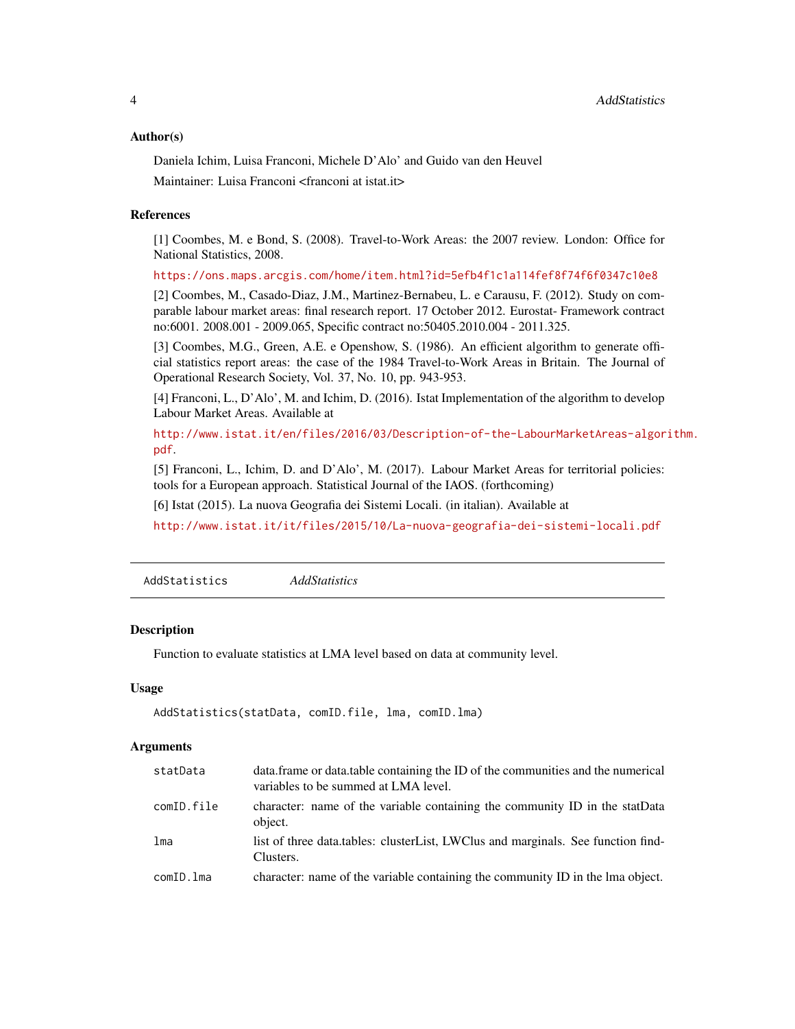### Author(s)

Daniela Ichim, Luisa Franconi, Michele D'Alo' and Guido van den Heuvel

Maintainer: Luisa Franconi <franconi at istat.it>

### References

[1] Coombes, M. e Bond, S. (2008). Travel-to-Work Areas: the 2007 review. London: Office for National Statistics, 2008.

https://ons.maps.arcgis.com/home/item.html?id=5efb4f1c1a114fef8f74f6f0347c10e8

[2] Coombes, M., Casado-Diaz, J.M., Martinez-Bernabeu, L. e Carausu, F. (2012). Study on comparable labour market areas: final research report. 17 October 2012. Eurostat- Framework contract no:6001. 2008.001 - 2009.065, Specific contract no:50405.2010.004 - 2011.325.

[3] Coombes, M.G., Green, A.E. e Openshow, S. (1986). An efficient algorithm to generate official statistics report areas: the case of the 1984 Travel-to-Work Areas in Britain. The Journal of Operational Research Society, Vol. 37, No. 10, pp. 943-953.

[4] Franconi, L., D'Alo', M. and Ichim, D. (2016). Istat Implementation of the algorithm to develop Labour Market Areas. Available at

http://www.istat.it/en/files/2016/03/Description-of-the-LabourMarketAreas-algorithm.pdf.

[5] Franconi, L., Ichim, D. and D'Alo', M. (2017). Labour Market Areas for territorial policies: tools for a European approach. Statistical Journal of the IAOS. (forthcoming)

[6] Istat (2015). La nuova Geografia dei Sistemi Locali. (in italian). Available at

http://www.istat.it/it/files/2015/10/La-nuova-geografia-dei-sistemi-locali.pdf

---

## AddStatistics *AddStatistics*

---

### Description

Function to evaluate statistics at LMA level based on data at community level.

### Usage

```
AddStatistics(statData, comID.file, lma, comID.lma)
```

### Arguments

| | |
|---|---|
| statData | data.frame or data.table containing the ID of the communities and the numerical variables to be summed at LMA level. |
| comID.file | character: name of the variable containing the community ID in the statData object. |
| lma | list of three data.tables: clusterList, LWClus and marginals. See function findClusters. |
| comID.lma | character: name of the variable containing the community ID in the lma object. |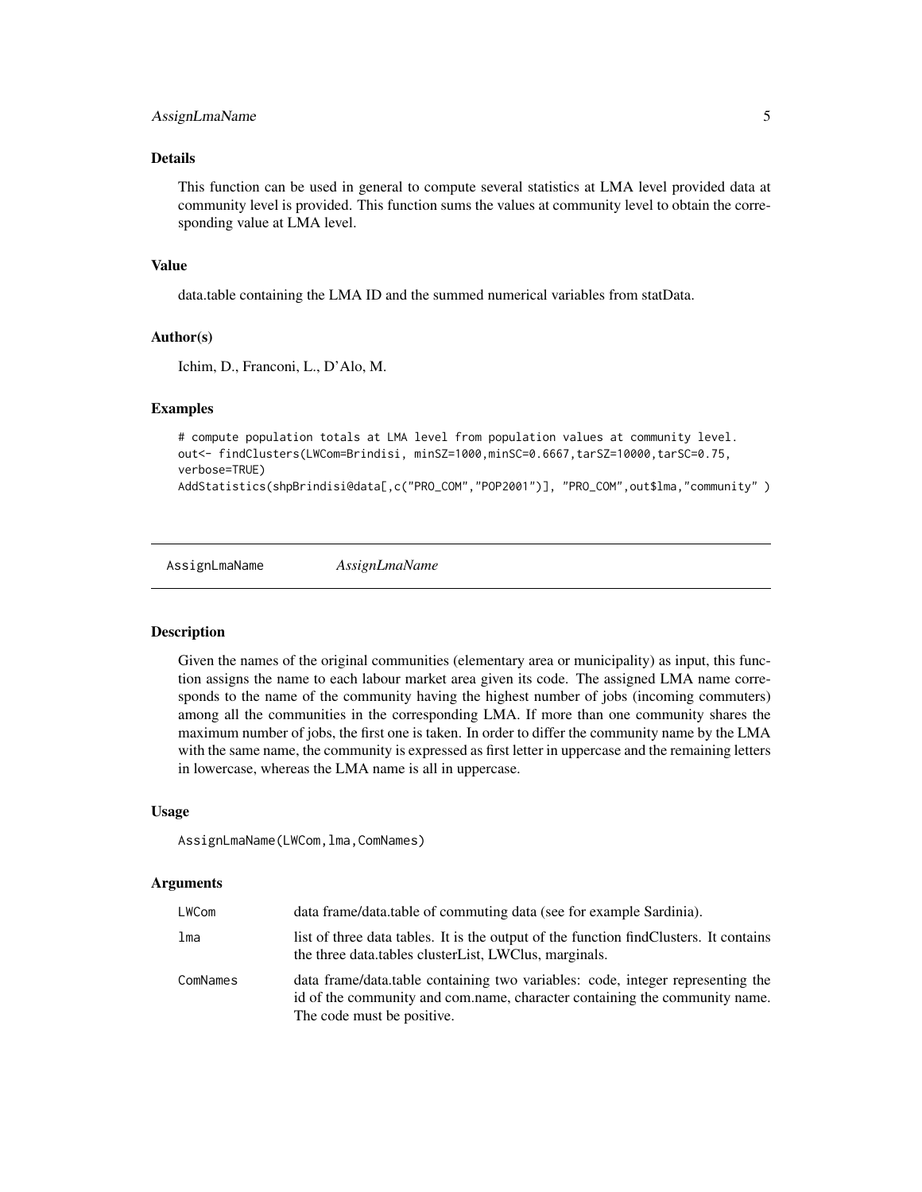## Details

This function can be used in general to compute several statistics at LMA level provided data at community level is provided. This function sums the values at community level to obtain the corresponding value at LMA level.

## Value

data.table containing the LMA ID and the summed numerical variables from statData.

## Author(s)

Ichim, D., Franconi, L., D'Alo, M.

## Examples

```
# compute population totals at LMA level from population values at community level.
out<- findClusters(LWCom=Brindisi, minSZ=1000,minSC=0.6667,tarSZ=10000,tarSC=0.75,
verbose=TRUE)
AddStatistics(shpBrindisi@data[,c("PRO_COM","POP2001")], "PRO_COM",out$lma,"community" )
```

---

# AssignLmaName *AssignLmaName*

## Description

Given the names of the original communities (elementary area or municipality) as input, this function assigns the name to each labour market area given its code. The assigned LMA name corresponds to the name of the community having the highest number of jobs (incoming commuters) among all the communities in the corresponding LMA. If more than one community shares the maximum number of jobs, the first one is taken. In order to differ the community name by the LMA with the same name, the community is expressed as first letter in uppercase and the remaining letters in lowercase, whereas the LMA name is all in uppercase.

## Usage

```
AssignLmaName(LWCom,lma,ComNames)
```

## Arguments

| | |
|---|---|
| LWCom | data frame/data.table of commuting data (see for example Sardinia). |
| lma | list of three data tables. It is the output of the function findClusters. It contains the three data.tables clusterList, LWClus, marginals. |
| ComNames | data frame/data.table containing two variables: code, integer representing the id of the community and com.name, character containing the community name. The code must be positive. |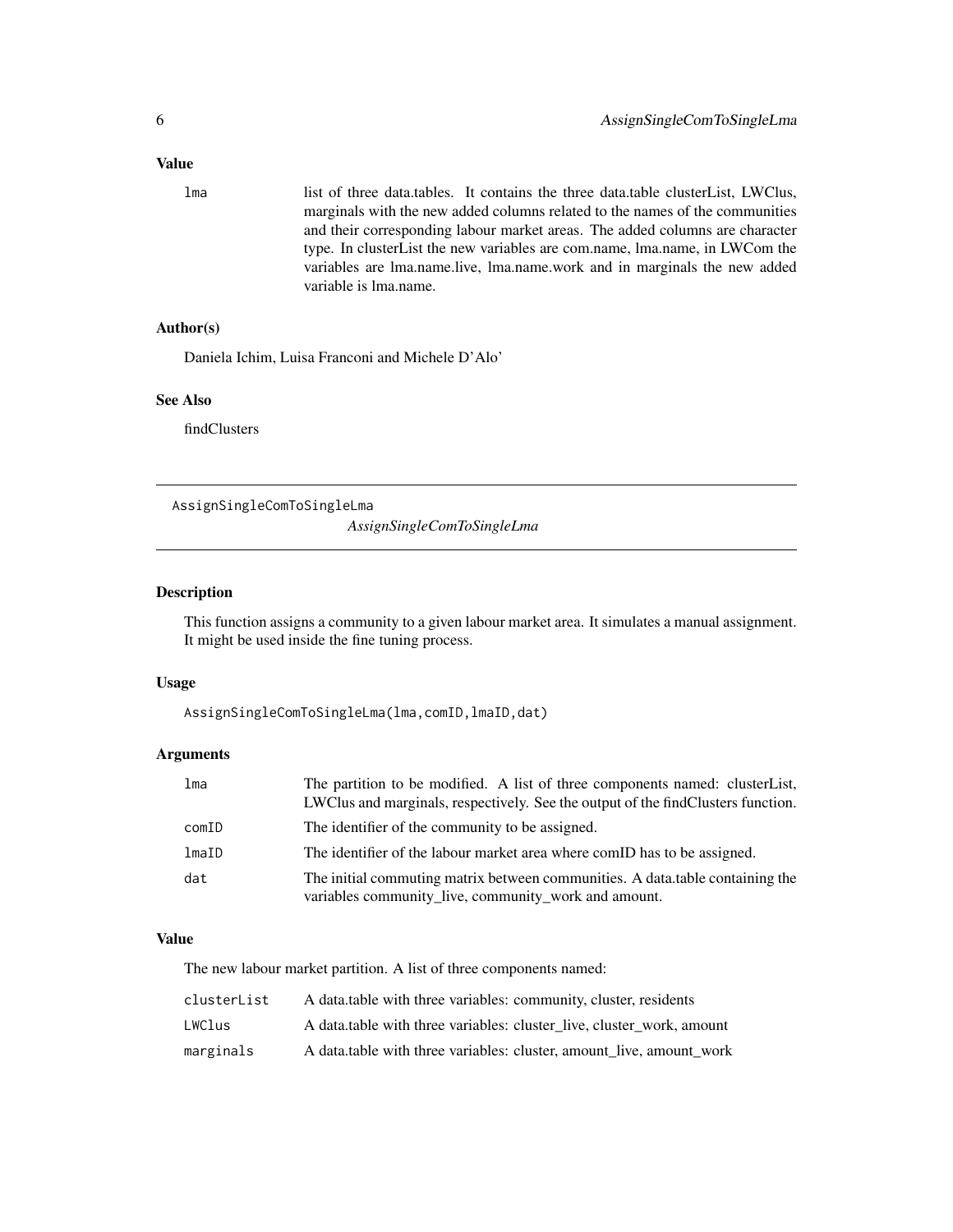## Value

| | |
|---|---|
| lma | list of three data.tables. It contains the three data.table clusterList, LWClus, marginals with the new added columns related to the names of the communities and their corresponding labour market areas. The added columns are character type. In clusterList the new variables are com.name, lma.name, in LWCom the variables are lma.name.live, lma.name.work and in marginals the new added variable is lma.name. |

## Author(s)

Daniela Ichim, Luisa Franconi and Michele D'Alo'

## See Also

findClusters

---

AssignSingleComToSingleLma

*AssignSingleComToSingleLma*

---

## Description

This function assigns a community to a given labour market area. It simulates a manual assignment. It might be used inside the fine tuning process.

## Usage

```
AssignSingleComToSingleLma(lma,comID,lmaID,dat)
```

## Arguments

| | |
|---|---|
| lma | The partition to be modified. A list of three components named: clusterList, LWClus and marginals, respectively. See the output of the findClusters function. |
| comID | The identifier of the community to be assigned. |
| lmaID | The identifier of the labour market area where comID has to be assigned. |
| dat | The initial commuting matrix between communities. A data.table containing the variables community_live, community_work and amount. |

## Value

The new labour market partition. A list of three components named:

| | |
|---|---|
| clusterList | A data.table with three variables: community, cluster, residents |
| LWClus | A data.table with three variables: cluster_live, cluster_work, amount |
| marginals | A data.table with three variables: cluster, amount_live, amount_work |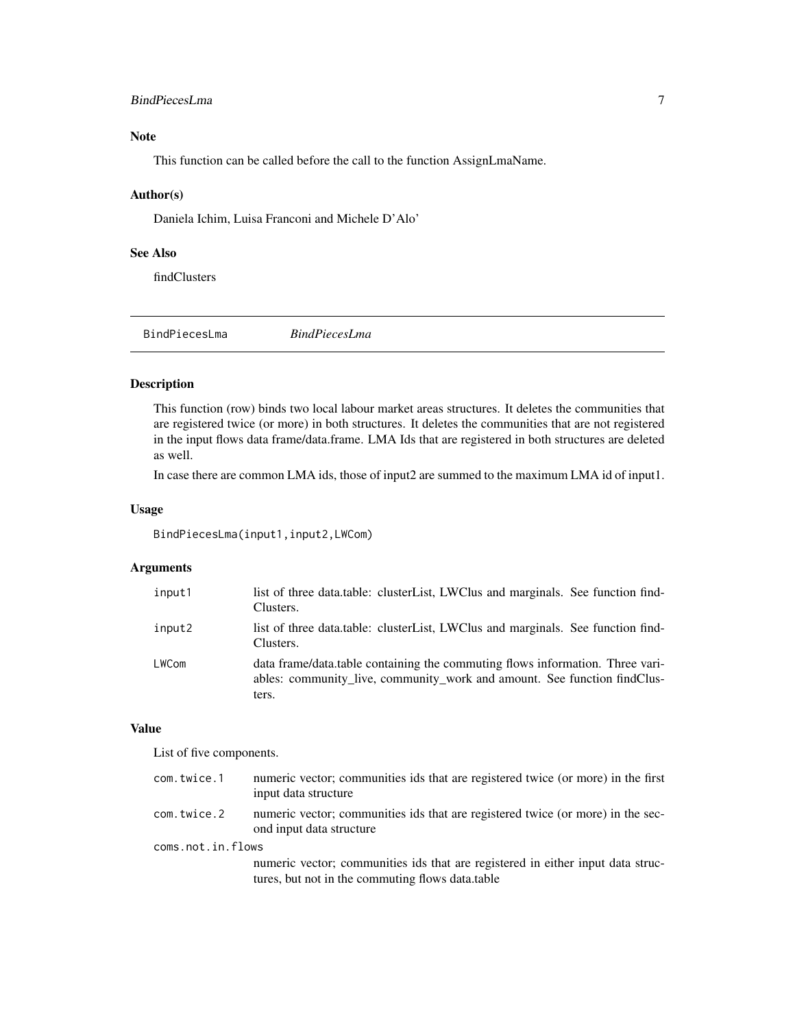## Note

This function can be called before the call to the function AssignLmaName.

## Author(s)

Daniela Ichim, Luisa Franconi and Michele D'Alo'

## See Also

findClusters

---

# BindPiecesLma *BindPiecesLma*

## Description

This function (row) binds two local labour market areas structures. It deletes the communities that are registered twice (or more) in both structures. It deletes the communities that are not registered in the input flows data frame/data.frame. LMA Ids that are registered in both structures are deleted as well.

In case there are common LMA ids, those of input2 are summed to the maximum LMA id of input1.

## Usage

```
BindPiecesLma(input1,input2,LWCom)
```

## Arguments

| | |
|---|---|
| input1 | list of three data.table: clusterList, LWClus and marginals. See function findClusters. |
| input2 | list of three data.table: clusterList, LWClus and marginals. See function findClusters. |
| LWCom | data frame/data.table containing the commuting flows information. Three variables: community_live, community_work and amount. See function findClusters. |

## Value

List of five components.

| | |
|---|---|
| com.twice.1 | numeric vector; communities ids that are registered twice (or more) in the first input data structure |
| com.twice.2 | numeric vector; communities ids that are registered twice (or more) in the second input data structure |
| coms.not.in.flows | numeric vector; communities ids that are registered in either input data structures, but not in the commuting flows data.table |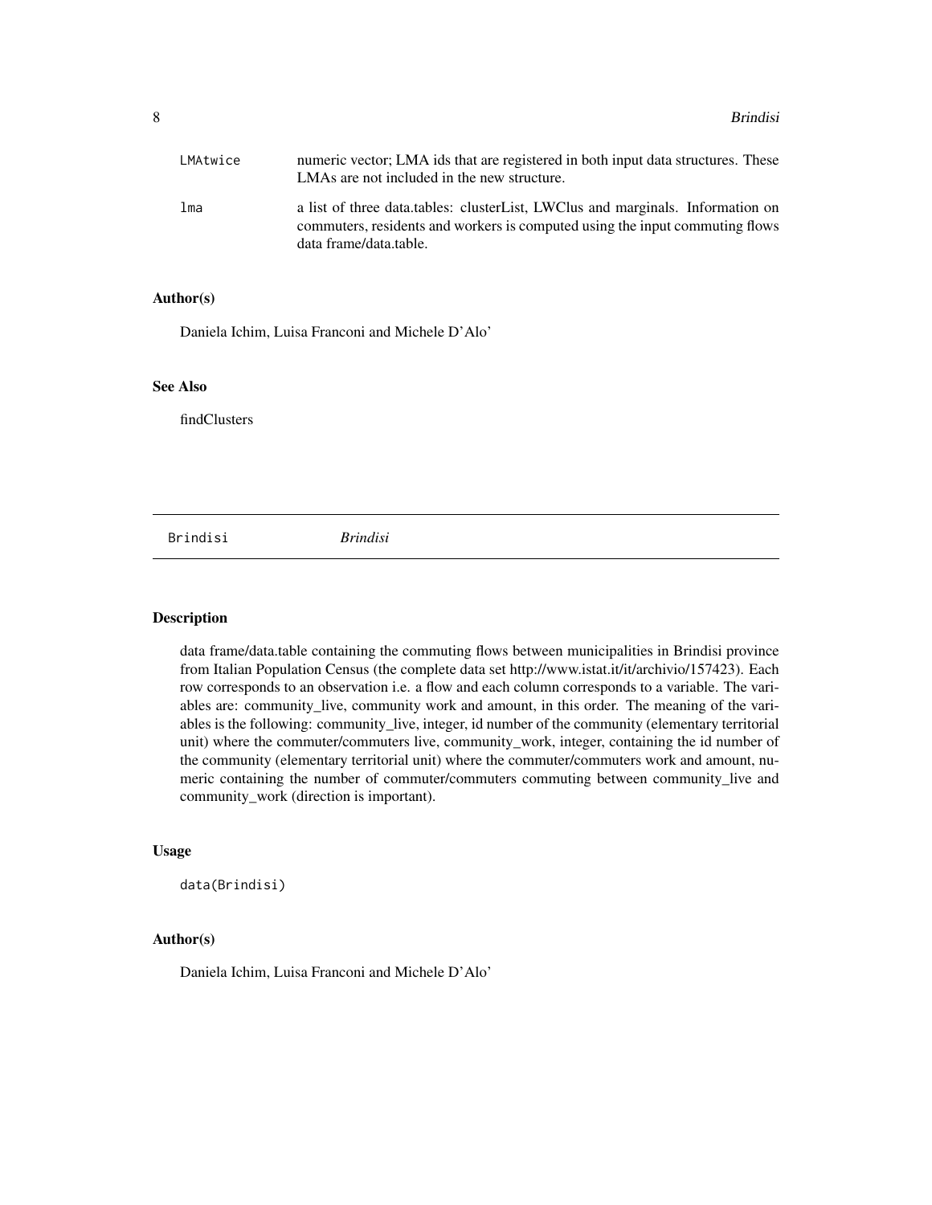| | |
|---|---|
| LMAtwice | numeric vector; LMA ids that are registered in both input data structures. These LMAs are not included in the new structure. |
| lma | a list of three data.tables: clusterList, LWClus and marginals. Information on commuters, residents and workers is computed using the input commuting flows data frame/data.table. |

### Author(s)

Daniela Ichim, Luisa Franconi and Michele D'Alo'

### See Also

findClusters

---

## Brindisi *Brindisi*

---

### Description

data frame/data.table containing the commuting flows between municipalities in Brindisi province from Italian Population Census (the complete data set http://www.istat.it/it/archivio/157423). Each row corresponds to an observation i.e. a flow and each column corresponds to a variable. The variables are: community_live, community work and amount, in this order. The meaning of the variables is the following: community_live, integer, id number of the community (elementary territorial unit) where the commuter/commuters live, community_work, integer, containing the id number of the community (elementary territorial unit) where the commuter/commuters work and amount, numeric containing the number of commuter/commuters commuting between community_live and community_work (direction is important).

### Usage

```
data(Brindisi)
```

### Author(s)

Daniela Ichim, Luisa Franconi and Michele D'Alo'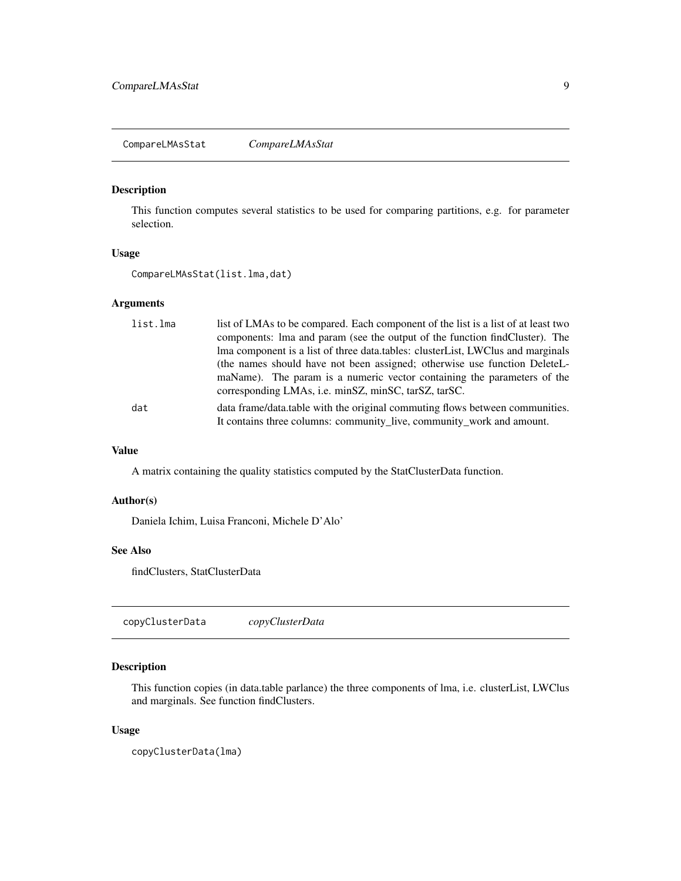## CompareLMAsStat *CompareLMAsStat*

### Description

This function computes several statistics to be used for comparing partitions, e.g. for parameter selection.

### Usage

```
CompareLMAsStat(list.lma,dat)
```

### Arguments

| | |
|---|---|
| list.lma | list of LMAs to be compared. Each component of the list is a list of at least two components: lma and param (see the output of the function findCluster). The lma component is a list of three data.tables: clusterList, LWClus and marginals (the names should have not been assigned; otherwise use function DeleteLmaName). The param is a numeric vector containing the parameters of the corresponding LMAs, i.e. minSZ, minSC, tarSZ, tarSC. |
| dat | data frame/data.table with the original commuting flows between communities. It contains three columns: community_live, community_work and amount. |

### Value

A matrix containing the quality statistics computed by the StatClusterData function.

### Author(s)

Daniela Ichim, Luisa Franconi, Michele D'Alo'

### See Also

findClusters, StatClusterData

## copyClusterData *copyClusterData*

### Description

This function copies (in data.table parlance) the three components of lma, i.e. clusterList, LWClus and marginals. See function findClusters.

### Usage

```
copyClusterData(lma)
```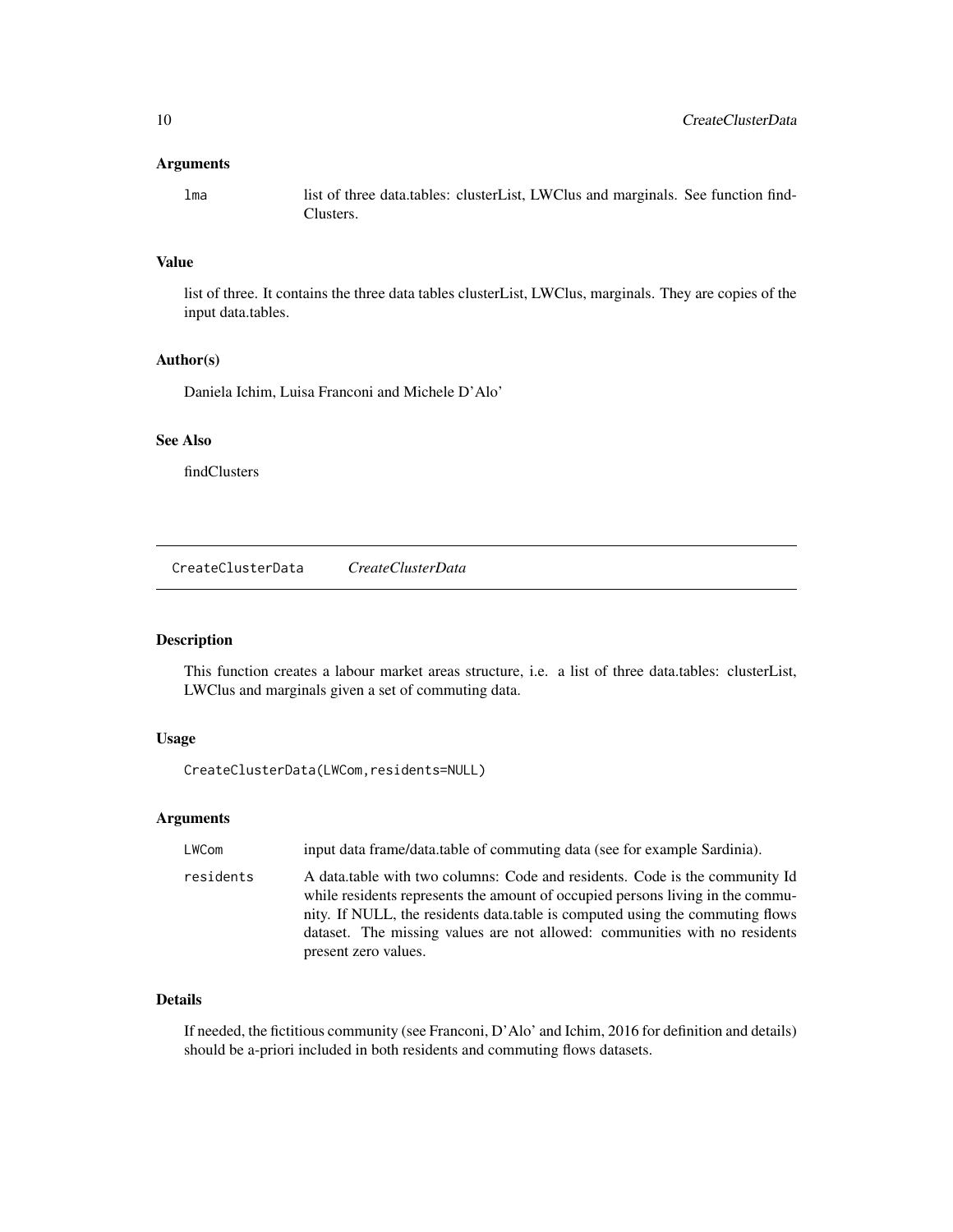### Arguments

`lma` list of three data.tables: clusterList, LWClus and marginals. See function findClusters.

### Value

list of three. It contains the three data tables clusterList, LWClus, marginals. They are copies of the input data.tables.

### Author(s)

Daniela Ichim, Luisa Franconi and Michele D'Alo'

### See Also

findClusters

---

## CreateClusterData *CreateClusterData*

### Description

This function creates a labour market areas structure, i.e. a list of three data.tables: clusterList, LWClus and marginals given a set of commuting data.

### Usage

```
CreateClusterData(LWCom,residents=NULL)
```

### Arguments

| | |
|---|---|
| `LWCom` | input data frame/data.table of commuting data (see for example Sardinia). |
| `residents` | A data.table with two columns: Code and residents. Code is the community Id while residents represents the amount of occupied persons living in the community. If NULL, the residents data.table is computed using the commuting flows dataset. The missing values are not allowed: communities with no residents present zero values. |

### Details

If needed, the fictitious community (see Franconi, D'Alo' and Ichim, 2016 for definition and details) should be a-priori included in both residents and commuting flows datasets.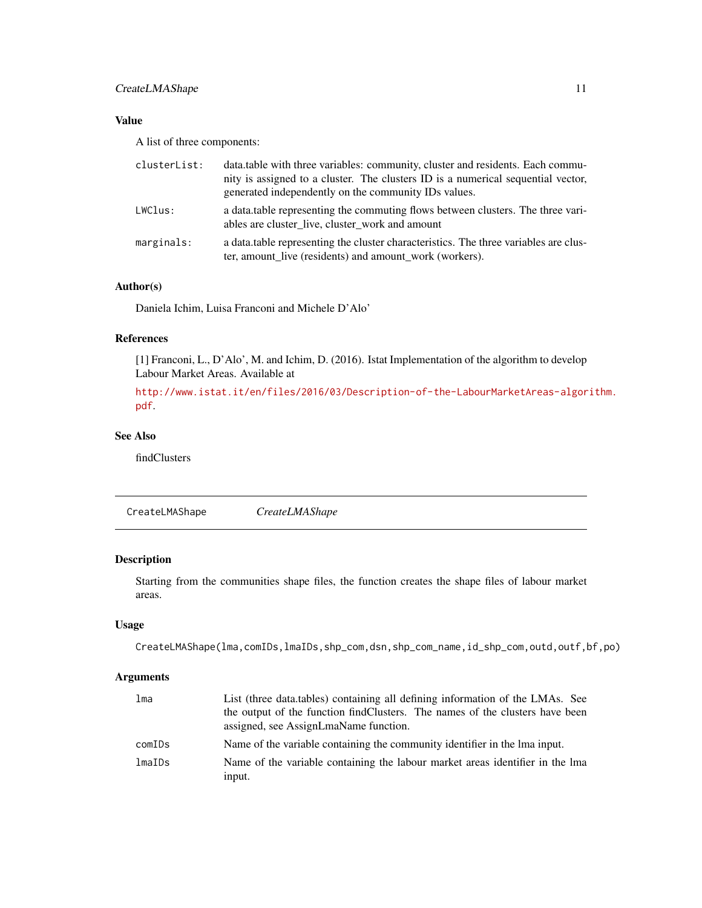### Value

A list of three components:

| | |
|---|---|
| clusterList: | data.table with three variables: community, cluster and residents. Each community is assigned to a cluster. The clusters ID is a numerical sequential vector, generated independently on the community IDs values. |
| LWClus: | a data.table representing the commuting flows between clusters. The three variables are cluster_live, cluster_work and amount |
| marginals: | a data.table representing the cluster characteristics. The three variables are cluster, amount_live (residents) and amount_work (workers). |

### Author(s)

Daniela Ichim, Luisa Franconi and Michele D'Alo'

### References

[1] Franconi, L., D'Alo', M. and Ichim, D. (2016). Istat Implementation of the algorithm to develop Labour Market Areas. Available at

http://www.istat.it/en/files/2016/03/Description-of-the-LabourMarketAreas-algorithm.pdf.

### See Also

findClusters

---

## CreateLMAShape *CreateLMAShape*

### Description

Starting from the communities shape files, the function creates the shape files of labour market areas.

### Usage

```
CreateLMAShape(lma,comIDs,lmaIDs,shp_com,dsn,shp_com_name,id_shp_com,outd,outf,bf,po)
```

### Arguments

| | |
|---|---|
| lma | List (three data.tables) containing all defining information of the LMAs. See the output of the function findClusters. The names of the clusters have been assigned, see AssignLmaName function. |
| comIDs | Name of the variable containing the community identifier in the lma input. |
| lmaIDs | Name of the variable containing the labour market areas identifier in the lma input. |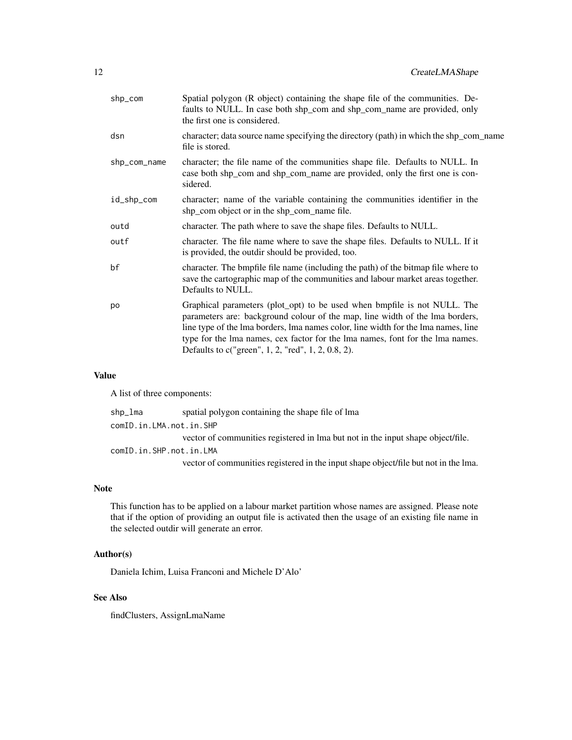| | |
|---|---|
| shp_com | Spatial polygon (R object) containing the shape file of the communities. Defaults to NULL. In case both shp_com and shp_com_name are provided, only the first one is considered. |
| dsn | character; data source name specifying the directory (path) in which the shp_com_name file is stored. |
| shp_com_name | character; the file name of the communities shape file. Defaults to NULL. In case both shp_com and shp_com_name are provided, only the first one is considered. |
| id_shp_com | character; name of the variable containing the communities identifier in the shp_com object or in the shp_com_name file. |
| outd | character. The path where to save the shape files. Defaults to NULL. |
| outf | character. The file name where to save the shape files. Defaults to NULL. If it is provided, the outdir should be provided, too. |
| bf | character. The bmpfile file name (including the path) of the bitmap file where to save the cartographic map of the communities and labour market areas together. Defaults to NULL. |
| po | Graphical parameters (plot_opt) to be used when bmpfile is not NULL. The parameters are: background colour of the map, line width of the lma borders, line type of the lma borders, lma names color, line width for the lma names, line type for the lma names, cex factor for the lma names, font for the lma names. Defaults to c("green", 1, 2, "red", 1, 2, 0.8, 2). |

## Value

A list of three components:

| | |
|---|---|
| shp_lma | spatial polygon containing the shape file of lma |
| comID.in.LMA.not.in.SHP | vector of communities registered in lma but not in the input shape object/file. |
| comID.in.SHP.not.in.LMA | vector of communities registered in the input shape object/file but not in the lma. |

## Note

This function has to be applied on a labour market partition whose names are assigned. Please note that if the option of providing an output file is activated then the usage of an existing file name in the selected outdir will generate an error.

## Author(s)

Daniela Ichim, Luisa Franconi and Michele D'Alo'

## See Also

findClusters, AssignLmaName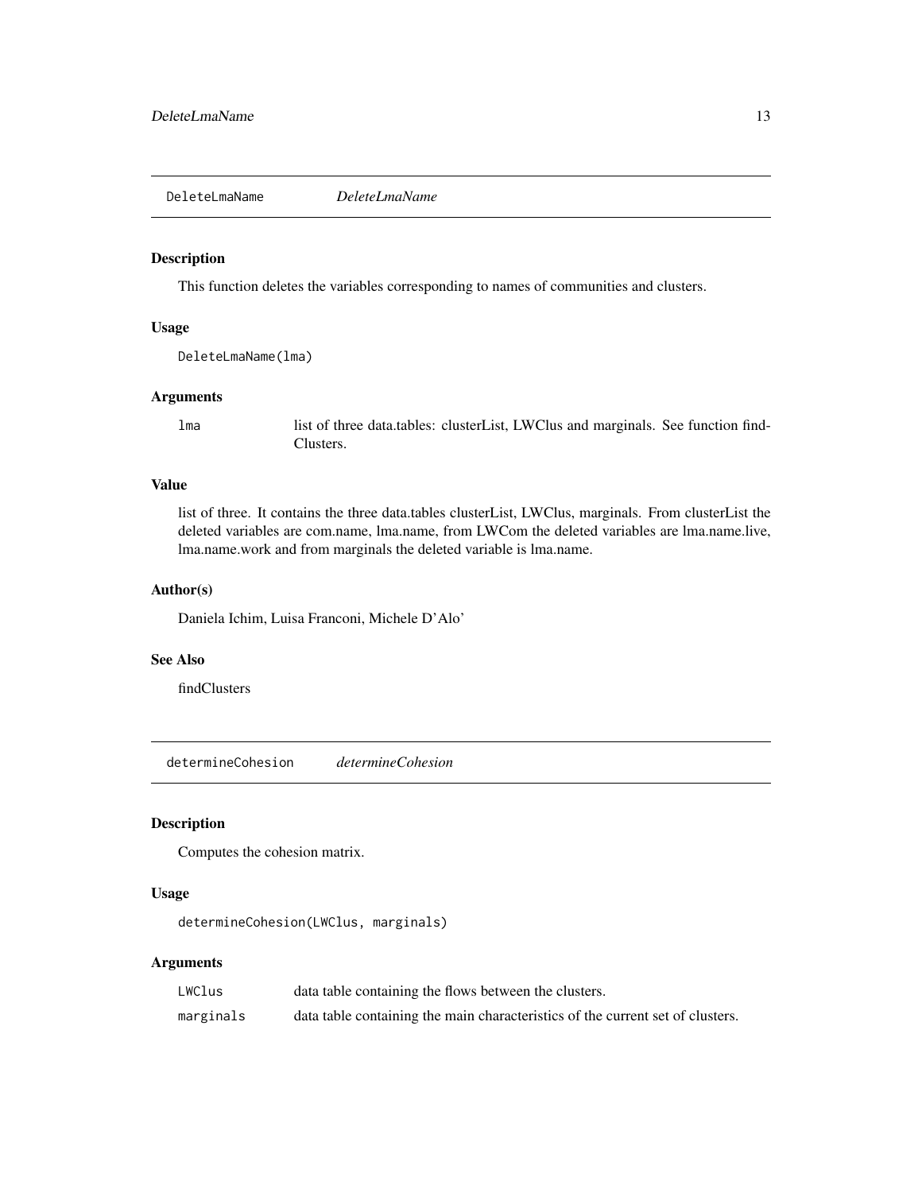## DeleteLmaName *DeleteLmaName*

### Description

This function deletes the variables corresponding to names of communities and clusters.

### Usage

```
DeleteLmaName(lma)
```

### Arguments

| | |
|---|---|
| lma | list of three data.tables: clusterList, LWClus and marginals. See function findClusters. |

### Value

list of three. It contains the three data.tables clusterList, LWClus, marginals. From clusterList the deleted variables are com.name, lma.name, from LWCom the deleted variables are lma.name.live, lma.name.work and from marginals the deleted variable is lma.name.

### Author(s)

Daniela Ichim, Luisa Franconi, Michele D'Alo'

### See Also

findClusters

## determineCohesion *determineCohesion*

### Description

Computes the cohesion matrix.

### Usage

```
determineCohesion(LWClus, marginals)
```

### Arguments

| | |
|---|---|
| LWClus | data table containing the flows between the clusters. |
| marginals | data table containing the main characteristics of the current set of clusters. |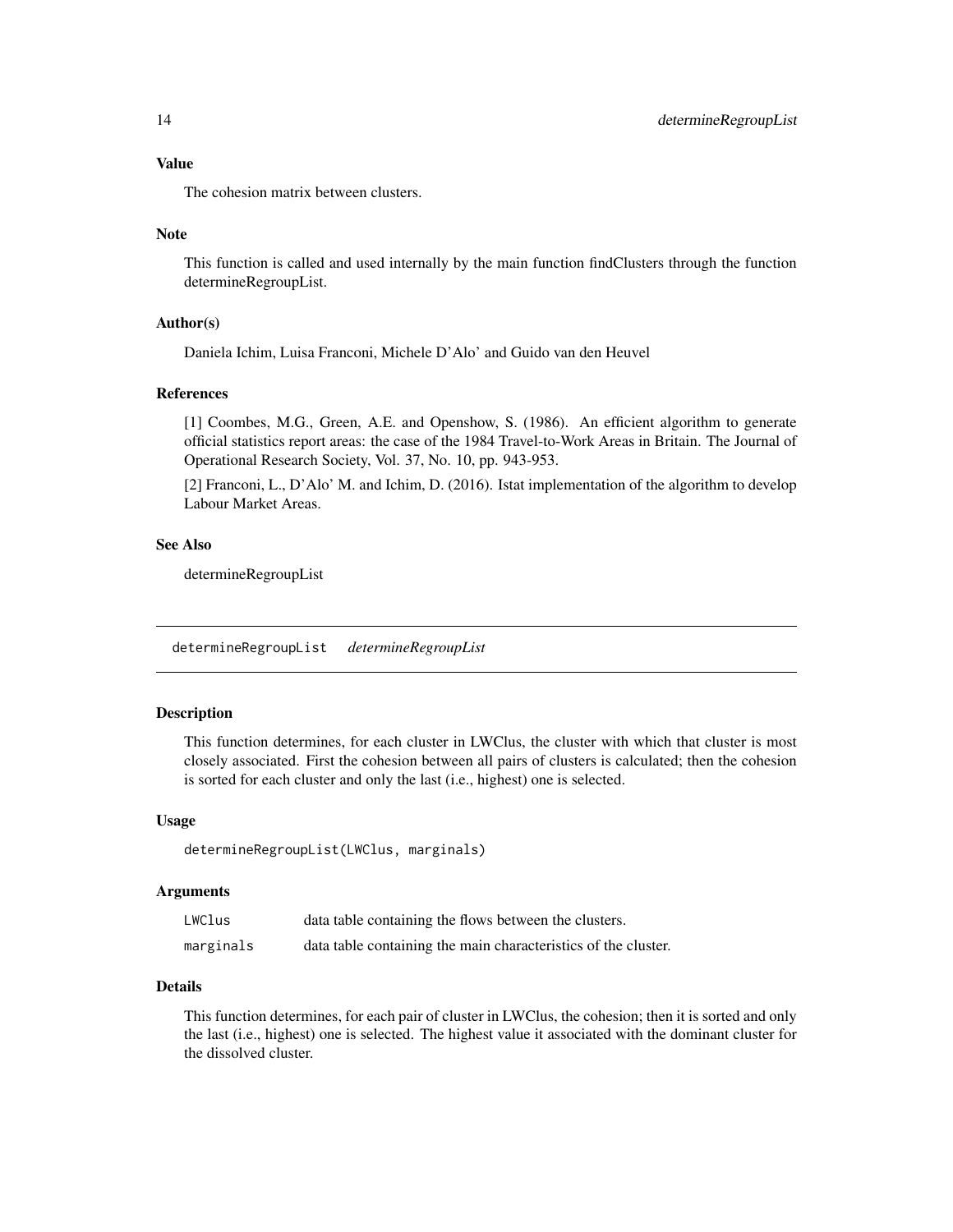### Value

The cohesion matrix between clusters.

### Note

This function is called and used internally by the main function findClusters through the function determineRegroupList.

### Author(s)

Daniela Ichim, Luisa Franconi, Michele D'Alo' and Guido van den Heuvel

### References

[1] Coombes, M.G., Green, A.E. and Openshow, S. (1986). An efficient algorithm to generate official statistics report areas: the case of the 1984 Travel-to-Work Areas in Britain. The Journal of Operational Research Society, Vol. 37, No. 10, pp. 943-953.

[2] Franconi, L., D'Alo' M. and Ichim, D. (2016). Istat implementation of the algorithm to develop Labour Market Areas.

### See Also

determineRegroupList

---

## determineRegroupList *determineRegroupList*

---

### Description

This function determines, for each cluster in LWClus, the cluster with which that cluster is most closely associated. First the cohesion between all pairs of clusters is calculated; then the cohesion is sorted for each cluster and only the last (i.e., highest) one is selected.

### Usage

```
determineRegroupList(LWClus, marginals)
```

### Arguments

| | |
|---|---|
| LWClus | data table containing the flows between the clusters. |
| marginals | data table containing the main characteristics of the cluster. |

### Details

This function determines, for each pair of cluster in LWClus, the cohesion; then it is sorted and only the last (i.e., highest) one is selected. The highest value it associated with the dominant cluster for the dissolved cluster.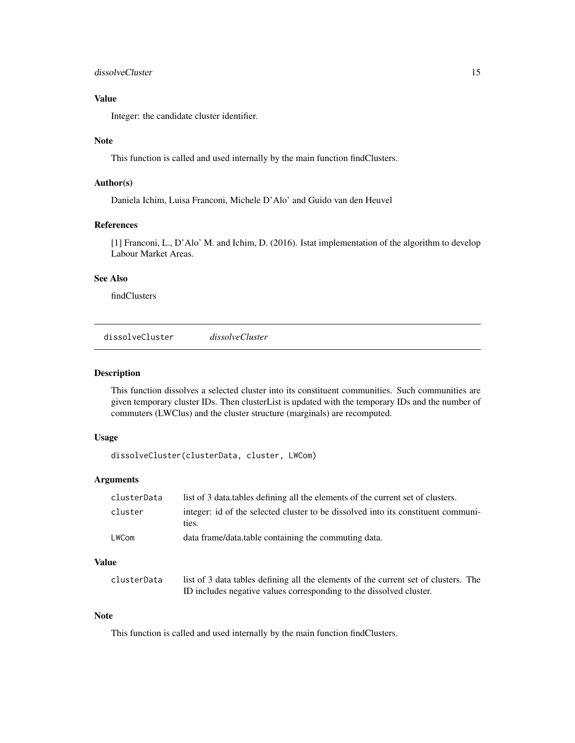### Value

Integer: the candidate cluster identifier.

### Note

This function is called and used internally by the main function findClusters.

### Author(s)

Daniela Ichim, Luisa Franconi, Michele D'Alo' and Guido van den Heuvel

### References

[1] Franconi, L., D'Alo' M. and Ichim, D. (2016). Istat implementation of the algorithm to develop Labour Market Areas.

### See Also

findClusters

---

## dissolveCluster *dissolveCluster*

---

### Description

This function dissolves a selected cluster into its constituent communities. Such communities are given temporary cluster IDs. Then clusterList is updated with the temporary IDs and the number of commuters (LWClus) and the cluster structure (marginals) are recomputed.

### Usage

```
dissolveCluster(clusterData, cluster, LWCom)
```

### Arguments

| | |
|---|---|
| clusterData | list of 3 data.tables defining all the elements of the current set of clusters. |
| cluster | integer: id of the selected cluster to be dissolved into its constituent communities. |
| LWCom | data frame/data.table containing the commuting data. |

### Value

| | |
|---|---|
| clusterData | list of 3 data tables defining all the elements of the current set of clusters. The ID includes negative values corresponding to the dissolved cluster. |

### Note

This function is called and used internally by the main function findClusters.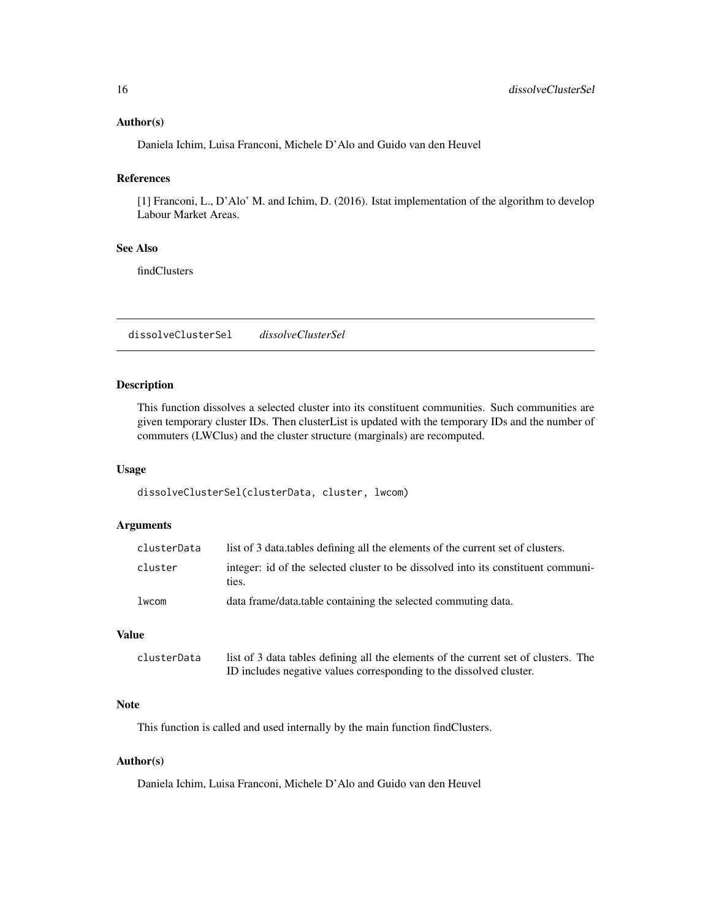### Author(s)

Daniela Ichim, Luisa Franconi, Michele D'Alo and Guido van den Heuvel

### References

[1] Franconi, L., D'Alo' M. and Ichim, D. (2016). Istat implementation of the algorithm to develop Labour Market Areas.

### See Also

findClusters

---

## dissolveClusterSel *dissolveClusterSel*

### Description

This function dissolves a selected cluster into its constituent communities. Such communities are given temporary cluster IDs. Then clusterList is updated with the temporary IDs and the number of commuters (LWClus) and the cluster structure (marginals) are recomputed.

### Usage

```
dissolveClusterSel(clusterData, cluster, lwcom)
```

### Arguments

| | |
|---|---|
| clusterData | list of 3 data.tables defining all the elements of the current set of clusters. |
| cluster | integer: id of the selected cluster to be dissolved into its constituent communities. |
| lwcom | data frame/data.table containing the selected commuting data. |

### Value

| | |
|---|---|
| clusterData | list of 3 data tables defining all the elements of the current set of clusters. The ID includes negative values corresponding to the dissolved cluster. |

### Note

This function is called and used internally by the main function findClusters.

### Author(s)

Daniela Ichim, Luisa Franconi, Michele D'Alo and Guido van den Heuvel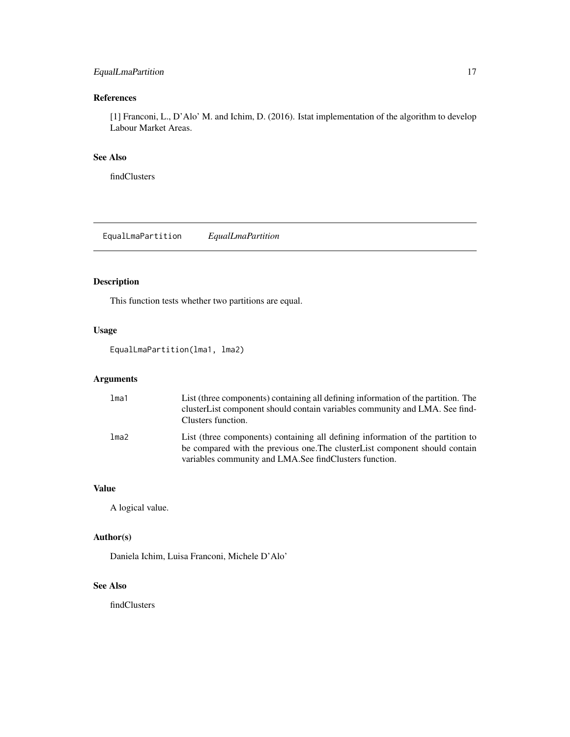### References

[1] Franconi, L., D'Alo' M. and Ichim, D. (2016). Istat implementation of the algorithm to develop Labour Market Areas.

### See Also

findClusters

---

## EqualLmaPartition *EqualLmaPartition*

---

### Description

This function tests whether two partitions are equal.

### Usage

```
EqualLmaPartition(lma1, lma2)
```

### Arguments

| | |
|---|---|
| lma1 | List (three components) containing all defining information of the partition. The clusterList component should contain variables community and LMA. See findClusters function. |
| lma2 | List (three components) containing all defining information of the partition to be compared with the previous one.The clusterList component should contain variables community and LMA.See findClusters function. |

### Value

A logical value.

### Author(s)

Daniela Ichim, Luisa Franconi, Michele D'Alo'

### See Also

findClusters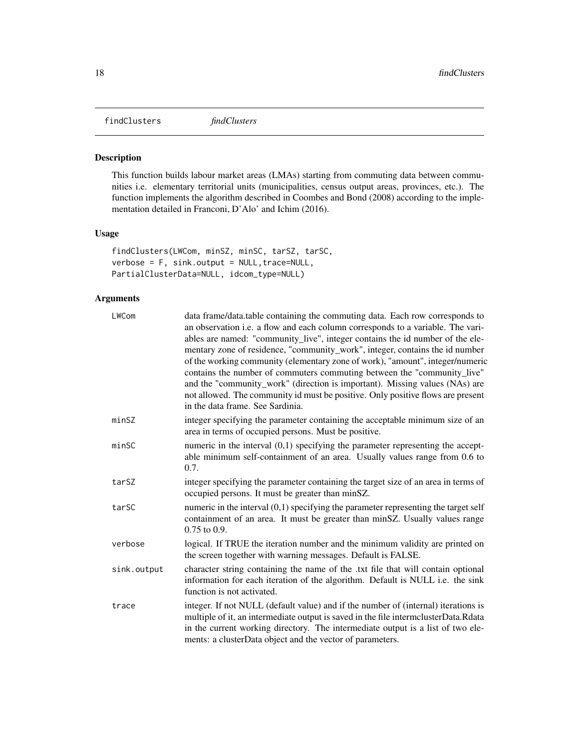findClusters *findClusters*

## Description

This function builds labour market areas (LMAs) starting from commuting data between communities i.e. elementary territorial units (municipalities, census output areas, provinces, etc.). The function implements the algorithm described in Coombes and Bond (2008) according to the implementation detailed in Franconi, D'Alo' and Ichim (2016).

## Usage

```
findClusters(LWCom, minSZ, minSC, tarSZ, tarSC,
verbose = F, sink.output = NULL,trace=NULL,
PartialClusterData=NULL, idcom_type=NULL)
```

## Arguments

| | |
|---|---|
| LWCom | data frame/data.table containing the commuting data. Each row corresponds to an observation i.e. a flow and each column corresponds to a variable. The variables are named: "community_live", integer contains the id number of the elementary zone of residence, "community_work", integer, contains the id number of the working community (elementary zone of work), "amount", integer/numeric contains the number of commuters commuting between the "community_live" and the "community_work" (direction is important). Missing values (NAs) are not allowed. The community id must be positive. Only positive flows are present in the data frame. See Sardinia. |
| minSZ | integer specifying the parameter containing the acceptable minimum size of an area in terms of occupied persons. Must be positive. |
| minSC | numeric in the interval (0,1) specifying the parameter representing the acceptable minimum self-containment of an area. Usually values range from 0.6 to 0.7. |
| tarSZ | integer specifying the parameter containing the target size of an area in terms of occupied persons. It must be greater than minSZ. |
| tarSC | numeric in the interval (0,1) specifying the parameter representing the target self containment of an area. It must be greater than minSZ. Usually values range 0.75 to 0.9. |
| verbose | logical. If TRUE the iteration number and the minimum validity are printed on the screen together with warning messages. Default is FALSE. |
| sink.output | character string containing the name of the .txt file that will contain optional information for each iteration of the algorithm. Default is NULL i.e. the sink function is not activated. |
| trace | integer. If not NULL (default value) and if the number of (internal) iterations is multiple of it, an intermediate output is saved in the file intermclusterData.Rdata in the current working directory. The intermediate output is a list of two elements: a clusterData object and the vector of parameters. |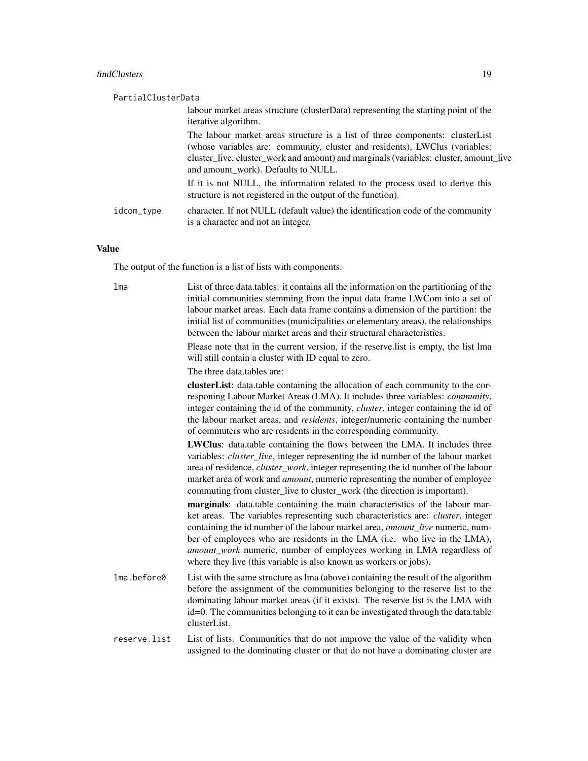`PartialClusterData`
: labour market areas structure (clusterData) representing the starting point of the iterative algorithm.

  The labour market areas structure is a list of three components: clusterList (whose variables are: community, cluster and residents), LWClus (variables: cluster_live, cluster_work and amount) and marginals (variables: cluster, amount_live and amount_work). Defaults to NULL.

  If it is not NULL, the information related to the process used to derive this structure is not registered in the output of the function).

`idcom_type`
: character. If not NULL (default value) the identification code of the community is a character and not an integer.

## Value

The output of the function is a list of lists with components:

`lma`
: List of three data.tables: it contains all the information on the partitioning of the initial communities stemming from the input data frame LWCom into a set of labour market areas. Each data frame contains a dimension of the partition: the initial list of communities (municipalities or elementary areas), the relationships between the labour market areas and their structural characteristics.

  Please note that in the current version, if the reserve.list is empty, the list lma will still contain a cluster with ID equal to zero.

  The three data.tables are:

  **clusterList**: data.table containing the allocation of each community to the corresponing Labour Market Areas (LMA). It includes three variables: *community*, integer containing the id of the community, *cluster*, integer containing the id of the labour market areas, and *residents*, integer/numeric containing the number of commuters who are residents in the corresponding community.

  **LWClus**: data.table containing the flows between the LMA. It includes three variables: *cluster_live*, integer representing the id number of the labour market area of residence, *cluster_work*, integer representing the id number of the labour market area of work and *amount*, numeric representing the number of employee commuting from cluster_live to cluster_work (the direction is important).

  **marginals**: data.table containing the main characteristics of the labour market areas. The variables representing such characteristics are: *cluster*, integer containing the id number of the labour market area, *amount_live* numeric, number of employees who are residents in the LMA (i.e. who live in the LMA), *amount_work* numeric, number of employees working in LMA regardless of where they live (this variable is also known as workers or jobs).

`lma.before0`
: List with the same structure as lma (above) containing the result of the algorithm before the assignment of the communities belonging to the reserve list to the dominating labour market areas (if it exists). The reserve list is the LMA with id=0. The communities belonging to it can be investigated through the data.table clusterList.

`reserve.list`
: List of lists. Communities that do not improve the value of the validity when assigned to the dominating cluster or that do not have a dominating cluster are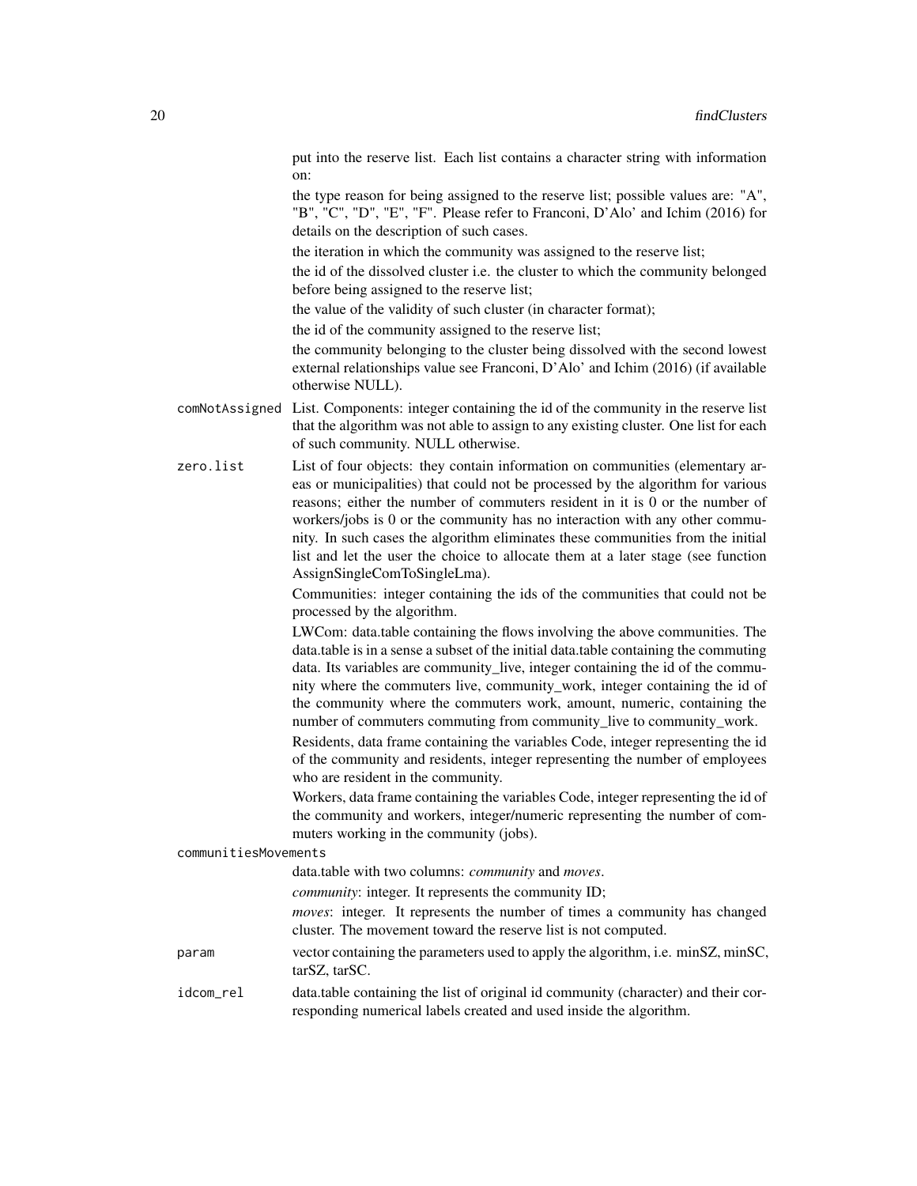put into the reserve list. Each list contains a character string with information on:

the type reason for being assigned to the reserve list; possible values are: "A", "B", "C", "D", "E", "F". Please refer to Franconi, D'Alo' and Ichim (2016) for details on the description of such cases.

the iteration in which the community was assigned to the reserve list;

the id of the dissolved cluster i.e. the cluster to which the community belonged before being assigned to the reserve list;

the value of the validity of such cluster (in character format);

the id of the community assigned to the reserve list;

the community belonging to the cluster being dissolved with the second lowest external relationships value see Franconi, D'Alo' and Ichim (2016) (if available otherwise NULL).

`comNotAssigned` List. Components: integer containing the id of the community in the reserve list that the algorithm was not able to assign to any existing cluster. One list for each of such community. NULL otherwise.

`zero.list` List of four objects: they contain information on communities (elementary areas or municipalities) that could not be processed by the algorithm for various reasons; either the number of commuters resident in it is 0 or the number of workers/jobs is 0 or the community has no interaction with any other community. In such cases the algorithm eliminates these communities from the initial list and let the user the choice to allocate them at a later stage (see function AssignSingleComToSingleLma).

Communities: integer containing the ids of the communities that could not be processed by the algorithm.

LWCom: data.table containing the flows involving the above communities. The data.table is in a sense a subset of the initial data.table containing the commuting data. Its variables are community_live, integer containing the id of the community where the commuters live, community_work, integer containing the id of the community where the commuters work, amount, numeric, containing the number of commuters commuting from community_live to community_work.

Residents, data frame containing the variables Code, integer representing the id of the community and residents, integer representing the number of employees who are resident in the community.

Workers, data frame containing the variables Code, integer representing the id of the community and workers, integer/numeric representing the number of commuters working in the community (jobs).

`communitiesMovements`

data.table with two columns: *community* and *moves*.

*community*: integer. It represents the community ID;

*moves*: integer. It represents the number of times a community has changed cluster. The movement toward the reserve list is not computed.

`param` vector containing the parameters used to apply the algorithm, i.e. minSZ, minSC, tarSZ, tarSC.

`idcom_rel` data.table containing the list of original id community (character) and their corresponding numerical labels created and used inside the algorithm.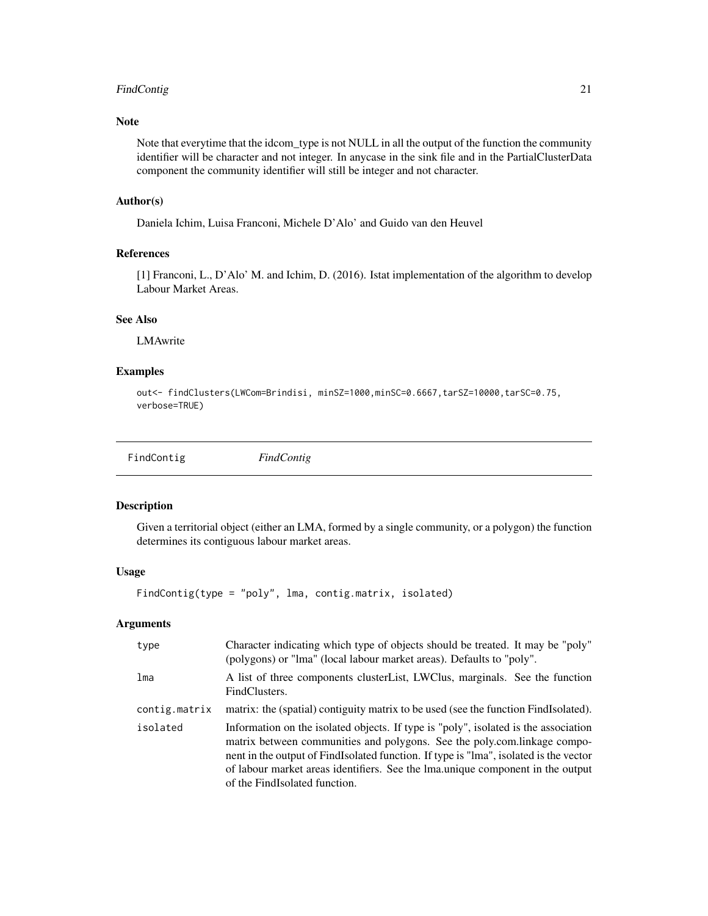### Note

Note that everytime that the idcom_type is not NULL in all the output of the function the community identifier will be character and not integer. In anycase in the sink file and in the PartialClusterData component the community identifier will still be integer and not character.

### Author(s)

Daniela Ichim, Luisa Franconi, Michele D'Alo' and Guido van den Heuvel

### References

[1] Franconi, L., D'Alo' M. and Ichim, D. (2016). Istat implementation of the algorithm to develop Labour Market Areas.

### See Also

LMAwrite

### Examples

```
out<- findClusters(LWCom=Brindisi, minSZ=1000,minSC=0.6667,tarSZ=10000,tarSC=0.75,
verbose=TRUE)
```

---

## FindContig *FindContig*

---

### Description

Given a territorial object (either an LMA, formed by a single community, or a polygon) the function determines its contiguous labour market areas.

### Usage

```
FindContig(type = "poly", lma, contig.matrix, isolated)
```

### Arguments

| | |
|---|---|
| type | Character indicating which type of objects should be treated. It may be "poly" (polygons) or "lma" (local labour market areas). Defaults to "poly". |
| lma | A list of three components clusterList, LWClus, marginals. See the function FindClusters. |
| contig.matrix | matrix: the (spatial) contiguity matrix to be used (see the function FindIsolated). |
| isolated | Information on the isolated objects. If type is "poly", isolated is the association matrix between communities and polygons. See the poly.com.linkage component in the output of FindIsolated function. If type is "lma", isolated is the vector of labour market areas identifiers. See the lma.unique component in the output of the FindIsolated function. |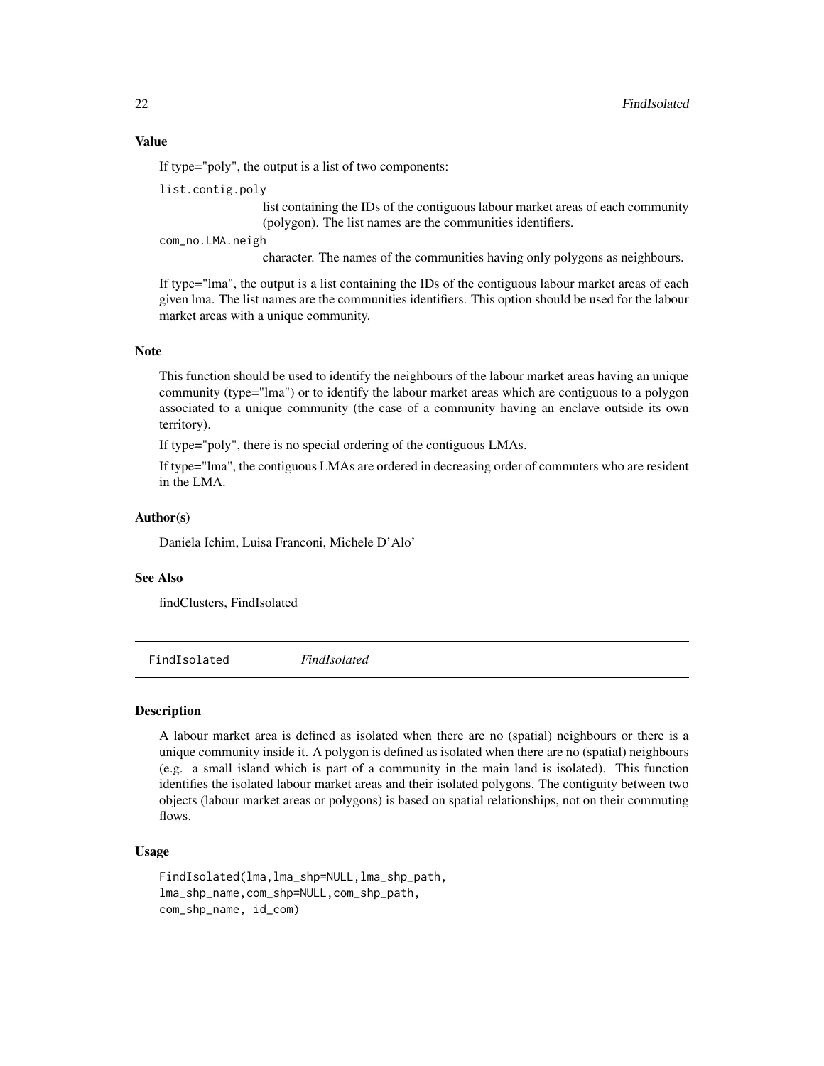### Value

If type="poly", the output is a list of two components:

`list.contig.poly`
: list containing the IDs of the contiguous labour market areas of each community (polygon). The list names are the communities identifiers.

`com_no.LMA.neigh`
: character. The names of the communities having only polygons as neighbours.

If type="lma", the output is a list containing the IDs of the contiguous labour market areas of each given lma. The list names are the communities identifiers. This option should be used for the labour market areas with a unique community.

### Note

This function should be used to identify the neighbours of the labour market areas having an unique community (type="lma") or to identify the labour market areas which are contiguous to a polygon associated to a unique community (the case of a community having an enclave outside its own territory).

If type="poly", there is no special ordering of the contiguous LMAs.

If type="lma", the contiguous LMAs are ordered in decreasing order of commuters who are resident in the LMA.

### Author(s)

Daniela Ichim, Luisa Franconi, Michele D'Alo'

### See Also

findClusters, FindIsolated

---

## FindIsolated *FindIsolated*

### Description

A labour market area is defined as isolated when there are no (spatial) neighbours or there is a unique community inside it. A polygon is defined as isolated when there are no (spatial) neighbours (e.g. a small island which is part of a community in the main land is isolated). This function identifies the isolated labour market areas and their isolated polygons. The contiguity between two objects (labour market areas or polygons) is based on spatial relationships, not on their commuting flows.

### Usage

```
FindIsolated(lma,lma_shp=NULL,lma_shp_path,
lma_shp_name,com_shp=NULL,com_shp_path,
com_shp_name, id_com)
```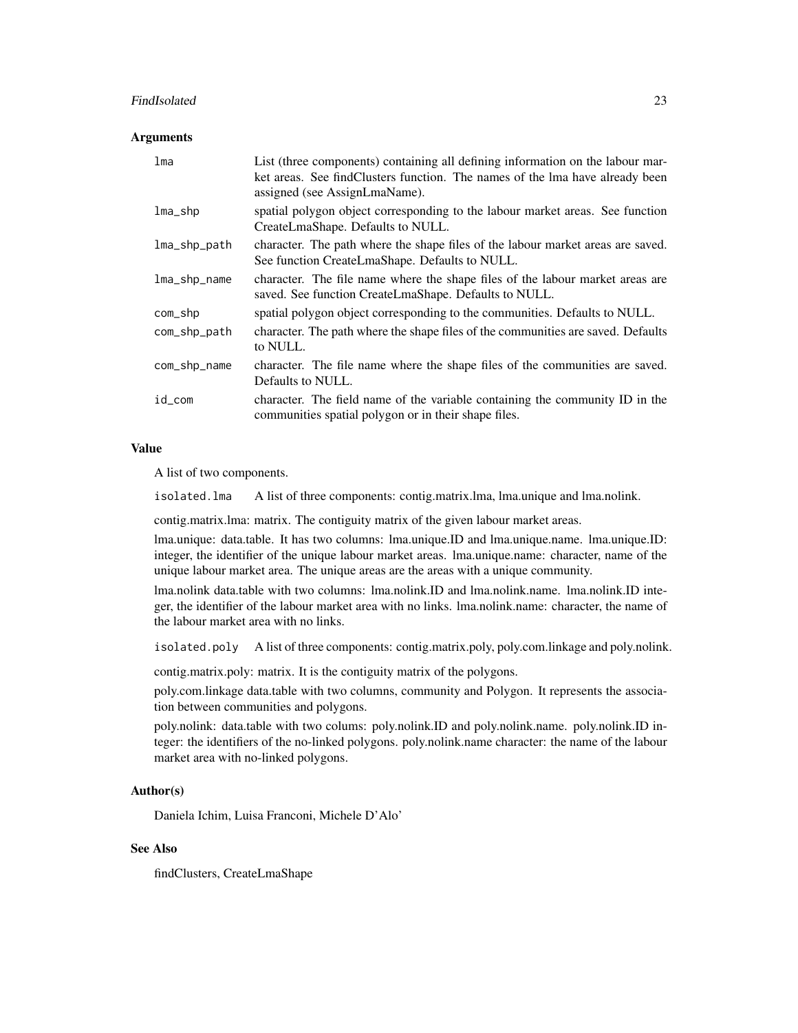### Arguments

| | |
|---|---|
| `lma` | List (three components) containing all defining information on the labour market areas. See findClusters function. The names of the lma have already been assigned (see AssignLmaName). |
| `lma_shp` | spatial polygon object corresponding to the labour market areas. See function CreateLmaShape. Defaults to NULL. |
| `lma_shp_path` | character. The path where the shape files of the labour market areas are saved. See function CreateLmaShape. Defaults to NULL. |
| `lma_shp_name` | character. The file name where the shape files of the labour market areas are saved. See function CreateLmaShape. Defaults to NULL. |
| `com_shp` | spatial polygon object corresponding to the communities. Defaults to NULL. |
| `com_shp_path` | character. The path where the shape files of the communities are saved. Defaults to NULL. |
| `com_shp_name` | character. The file name where the shape files of the communities are saved. Defaults to NULL. |
| `id_com` | character. The field name of the variable containing the community ID in the communities spatial polygon or in their shape files. |

### Value

A list of two components.

`isolated.lma` A list of three components: contig.matrix.lma, lma.unique and lma.nolink.

contig.matrix.lma: matrix. The contiguity matrix of the given labour market areas.

lma.unique: data.table. It has two columns: lma.unique.ID and lma.unique.name. lma.unique.ID: integer, the identifier of the unique labour market areas. lma.unique.name: character, name of the unique labour market area. The unique areas are the areas with a unique community.

lma.nolink data.table with two columns: lma.nolink.ID and lma.nolink.name. lma.nolink.ID integer, the identifier of the labour market area with no links. lma.nolink.name: character, the name of the labour market area with no links.

`isolated.poly` A list of three components: contig.matrix.poly, poly.com.linkage and poly.nolink.

contig.matrix.poly: matrix. It is the contiguity matrix of the polygons.

poly.com.linkage data.table with two columns, community and Polygon. It represents the association between communities and polygons.

poly.nolink: data.table with two colums: poly.nolink.ID and poly.nolink.name. poly.nolink.ID integer: the identifiers of the no-linked polygons. poly.nolink.name character: the name of the labour market area with no-linked polygons.

### Author(s)

Daniela Ichim, Luisa Franconi, Michele D'Alo'

### See Also

findClusters, CreateLmaShape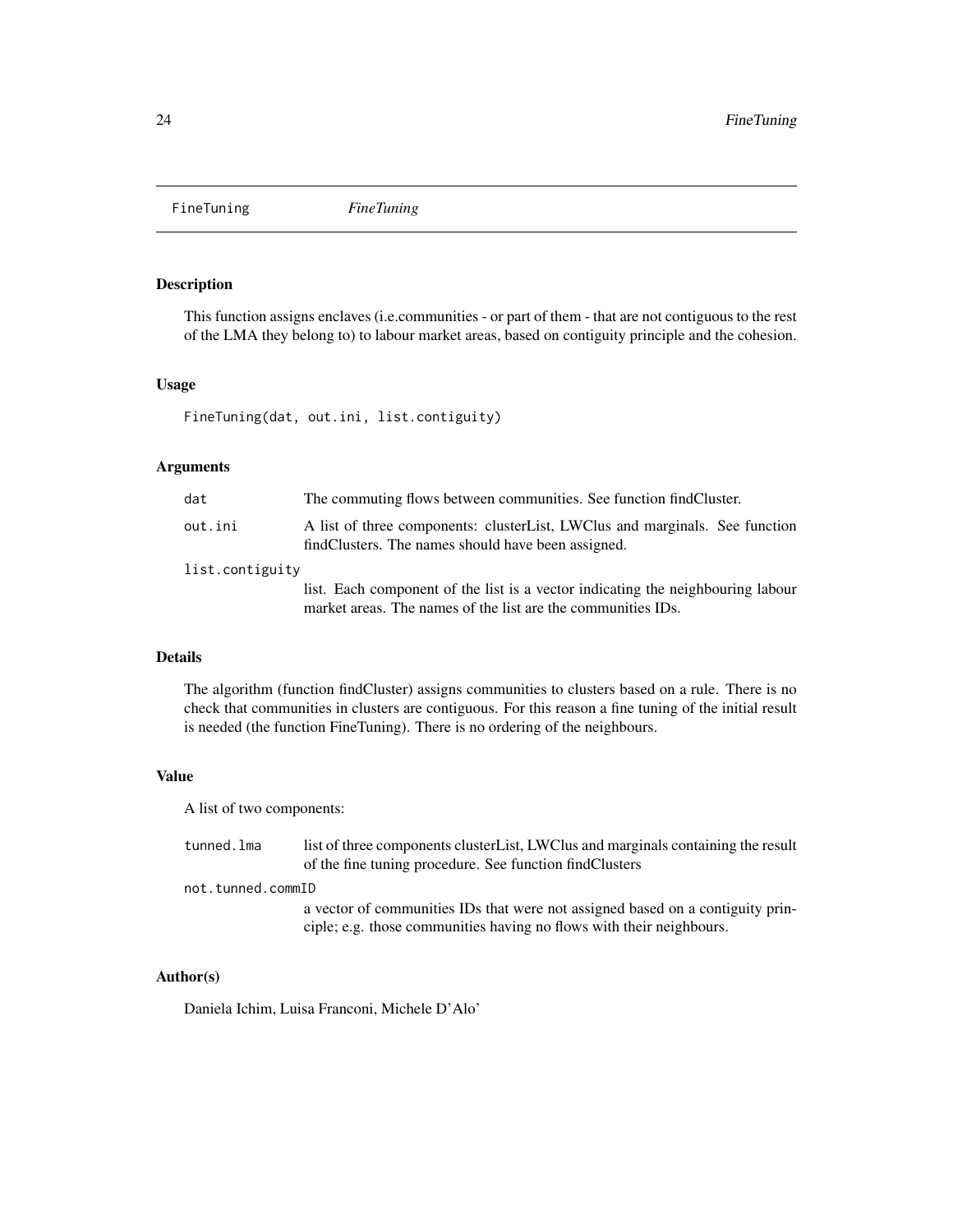FineTuning    *FineTuning*

## Description

This function assigns enclaves (i.e.communities - or part of them - that are not contiguous to the rest of the LMA they belong to) to labour market areas, based on contiguity principle and the cohesion.

## Usage

```
FineTuning(dat, out.ini, list.contiguity)
```

## Arguments

| | |
|---|---|
| `dat` | The commuting flows between communities. See function findCluster. |
| `out.ini` | A list of three components: clusterList, LWClus and marginals. See function findClusters. The names should have been assigned. |
| `list.contiguity` | list. Each component of the list is a vector indicating the neighbouring labour market areas. The names of the list are the communities IDs. |

## Details

The algorithm (function findCluster) assigns communities to clusters based on a rule. There is no check that communities in clusters are contiguous. For this reason a fine tuning of the initial result is needed (the function FineTuning). There is no ordering of the neighbours.

## Value

A list of two components:

| | |
|---|---|
| `tunned.lma` | list of three components clusterList, LWClus and marginals containing the result of the fine tuning procedure. See function findClusters |
| `not.tunned.commID` | a vector of communities IDs that were not assigned based on a contiguity principle; e.g. those communities having no flows with their neighbours. |

## Author(s)

Daniela Ichim, Luisa Franconi, Michele D'Alo'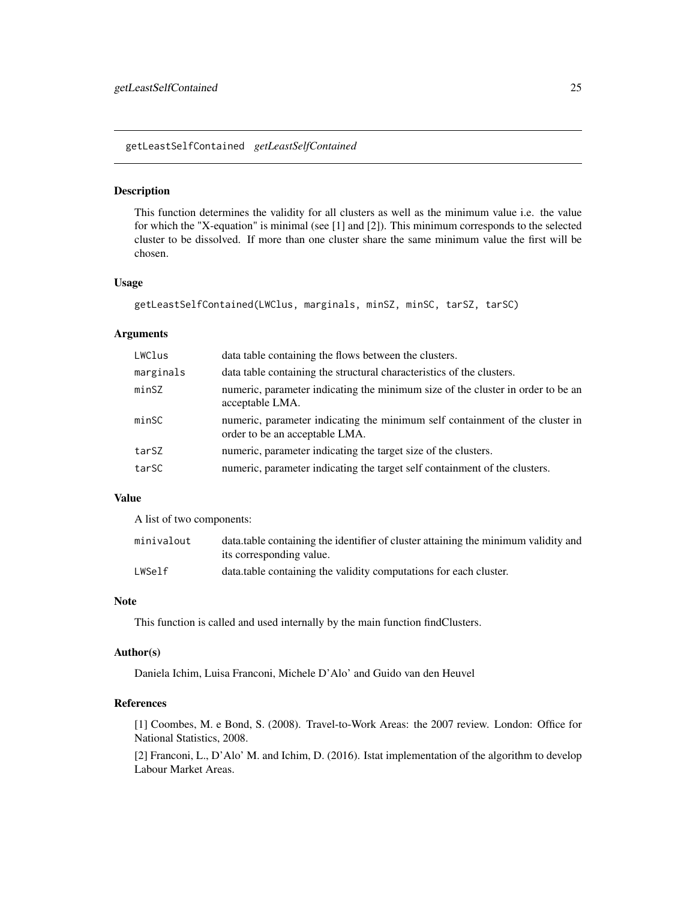# getLeastSelfContained *getLeastSelfContained*

## Description

This function determines the validity for all clusters as well as the minimum value i.e. the value for which the "X-equation" is minimal (see [1] and [2]). This minimum corresponds to the selected cluster to be dissolved. If more than one cluster share the same minimum value the first will be chosen.

## Usage

```
getLeastSelfContained(LWClus, marginals, minSZ, minSC, tarSZ, tarSC)
```

## Arguments

| | |
|---|---|
| LWClus | data table containing the flows between the clusters. |
| marginals | data table containing the structural characteristics of the clusters. |
| minSZ | numeric, parameter indicating the minimum size of the cluster in order to be an acceptable LMA. |
| minSC | numeric, parameter indicating the minimum self containment of the cluster in order to be an acceptable LMA. |
| tarSZ | numeric, parameter indicating the target size of the clusters. |
| tarSC | numeric, parameter indicating the target self containment of the clusters. |

## Value

A list of two components:

| | |
|---|---|
| minivalout | data.table containing the identifier of cluster attaining the minimum validity and its corresponding value. |
| LWSelf | data.table containing the validity computations for each cluster. |

## Note

This function is called and used internally by the main function findClusters.

## Author(s)

Daniela Ichim, Luisa Franconi, Michele D'Alo' and Guido van den Heuvel

## References

[1] Coombes, M. e Bond, S. (2008). Travel-to-Work Areas: the 2007 review. London: Office for National Statistics, 2008.

[2] Franconi, L., D'Alo' M. and Ichim, D. (2016). Istat implementation of the algorithm to develop Labour Market Areas.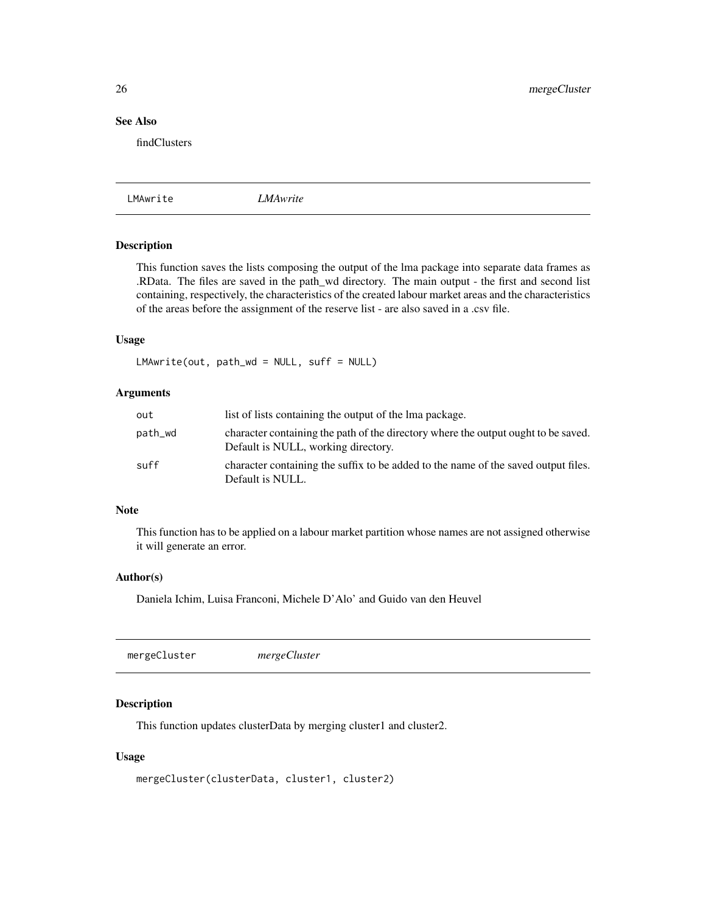## See Also

findClusters

---

# LMAwrite *LMAwrite*

## Description

This function saves the lists composing the output of the lma package into separate data frames as .RData. The files are saved in the path_wd directory. The main output - the first and second list containing, respectively, the characteristics of the created labour market areas and the characteristics of the areas before the assignment of the reserve list - are also saved in a .csv file.

## Usage

```
LMAwrite(out, path_wd = NULL, suff = NULL)
```

## Arguments

| | |
|---|---|
| out | list of lists containing the output of the lma package. |
| path_wd | character containing the path of the directory where the output ought to be saved. Default is NULL, working directory. |
| suff | character containing the suffix to be added to the name of the saved output files. Default is NULL. |

## Note

This function has to be applied on a labour market partition whose names are not assigned otherwise it will generate an error.

## Author(s)

Daniela Ichim, Luisa Franconi, Michele D'Alo' and Guido van den Heuvel

---

# mergeCluster *mergeCluster*

## Description

This function updates clusterData by merging cluster1 and cluster2.

## Usage

```
mergeCluster(clusterData, cluster1, cluster2)
```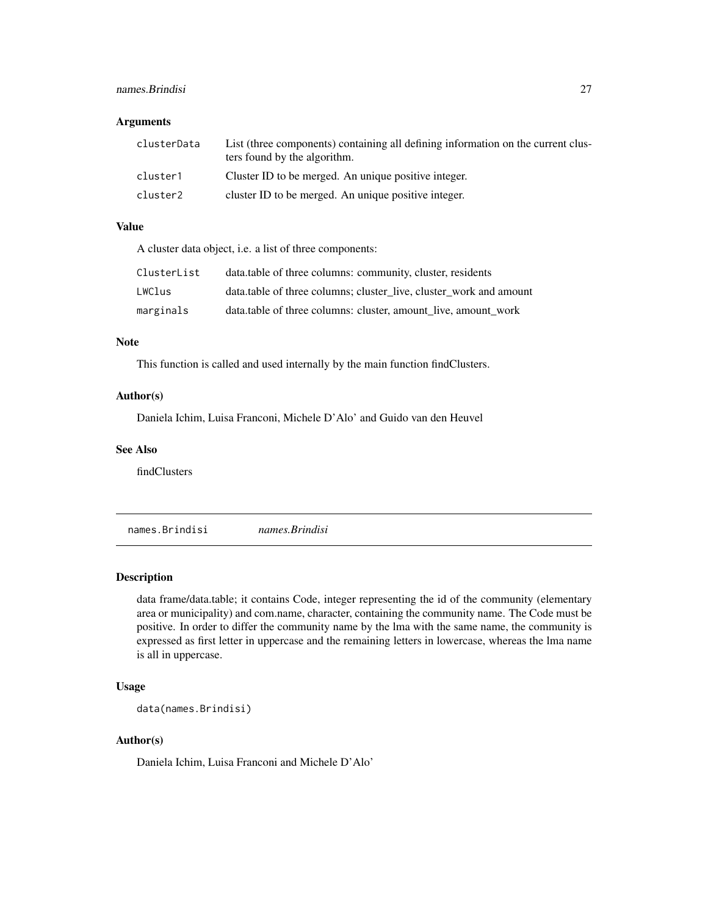### Arguments

| | |
|---|---|
| clusterData | List (three components) containing all defining information on the current clusters found by the algorithm. |
| cluster1 | Cluster ID to be merged. An unique positive integer. |
| cluster2 | cluster ID to be merged. An unique positive integer. |

### Value

A cluster data object, i.e. a list of three components:

| | |
|---|---|
| ClusterList | data.table of three columns: community, cluster, residents |
| LWClus | data.table of three columns; cluster_live, cluster_work and amount |
| marginals | data.table of three columns: cluster, amount_live, amount_work |

### Note

This function is called and used internally by the main function findClusters.

### Author(s)

Daniela Ichim, Luisa Franconi, Michele D'Alo' and Guido van den Heuvel

### See Also

findClusters

---

## names.Brindisi &nbsp;&nbsp;&nbsp; *names.Brindisi*

### Description

data frame/data.table; it contains Code, integer representing the id of the community (elementary area or municipality) and com.name, character, containing the community name. The Code must be positive. In order to differ the community name by the lma with the same name, the community is expressed as first letter in uppercase and the remaining letters in lowercase, whereas the lma name is all in uppercase.

### Usage

```
data(names.Brindisi)
```

### Author(s)

Daniela Ichim, Luisa Franconi and Michele D'Alo'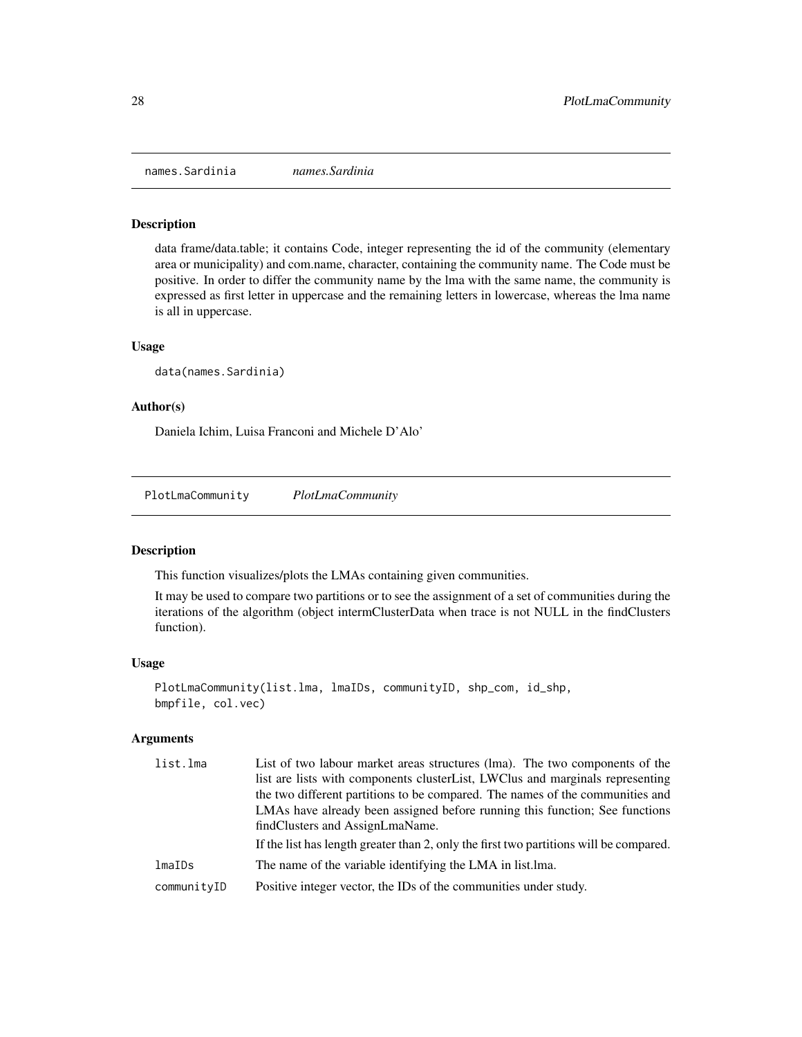## names.Sardinia *names.Sardinia*

### Description

data frame/data.table; it contains Code, integer representing the id of the community (elementary area or municipality) and com.name, character, containing the community name. The Code must be positive. In order to differ the community name by the lma with the same name, the community is expressed as first letter in uppercase and the remaining letters in lowercase, whereas the lma name is all in uppercase.

### Usage

```
data(names.Sardinia)
```

### Author(s)

Daniela Ichim, Luisa Franconi and Michele D'Alo'

## PlotLmaCommunity *PlotLmaCommunity*

### Description

This function visualizes/plots the LMAs containing given communities.

It may be used to compare two partitions or to see the assignment of a set of communities during the iterations of the algorithm (object intermClusterData when trace is not NULL in the findClusters function).

### Usage

```
PlotLmaCommunity(list.lma, lmaIDs, communityID, shp_com, id_shp,
bmpfile, col.vec)
```

### Arguments

| | |
|---|---|
| list.lma | List of two labour market areas structures (lma). The two components of the list are lists with components clusterList, LWClus and marginals representing the two different partitions to be compared. The names of the communities and LMAs have already been assigned before running this function; See functions findClusters and AssignLmaName.<br>If the list has length greater than 2, only the first two partitions will be compared. |
| lmaIDs | The name of the variable identifying the LMA in list.lma. |
| communityID | Positive integer vector, the IDs of the communities under study. |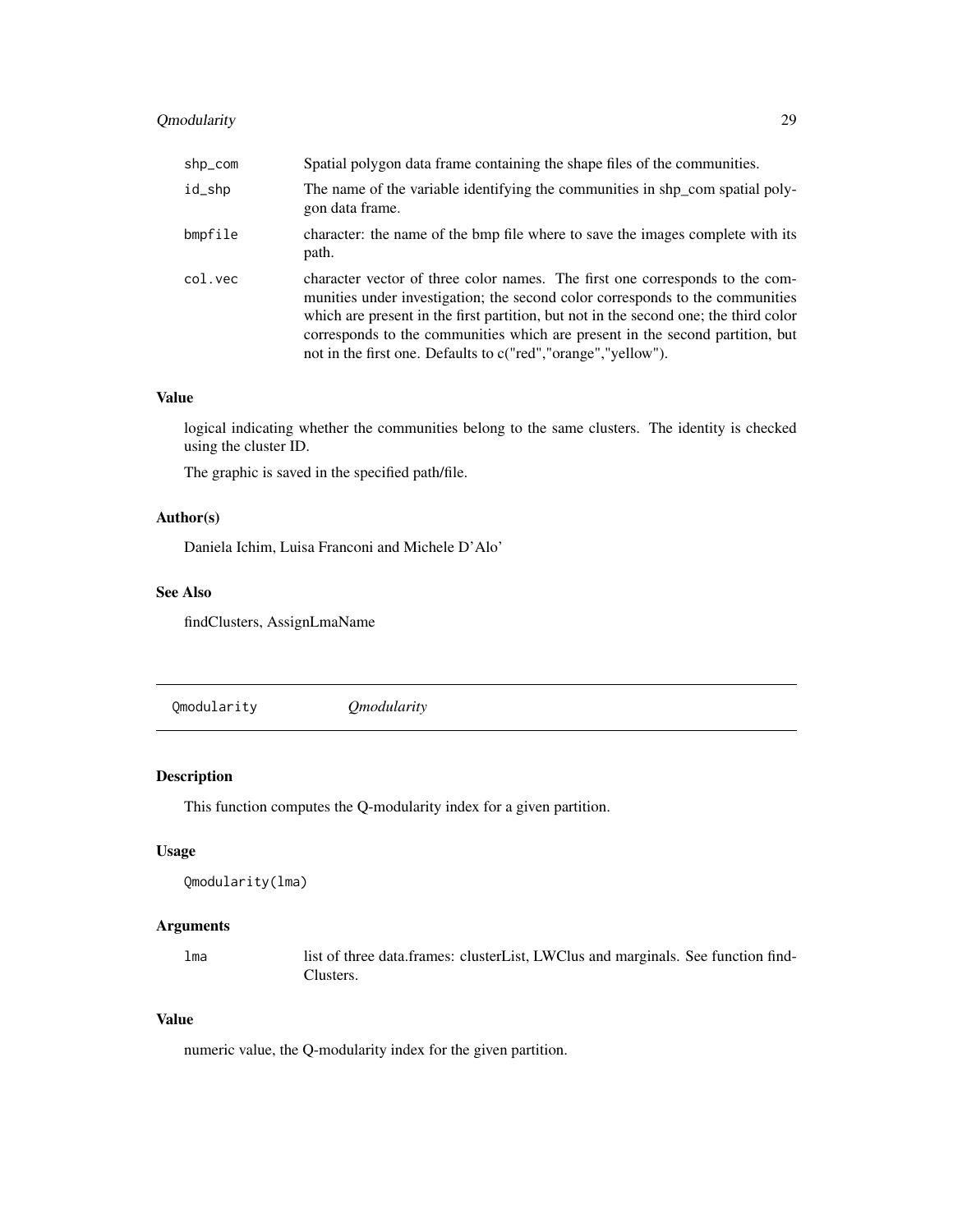| | |
|---|---|
| shp_com | Spatial polygon data frame containing the shape files of the communities. |
| id_shp | The name of the variable identifying the communities in shp_com spatial polygon data frame. |
| bmpfile | character: the name of the bmp file where to save the images complete with its path. |
| col.vec | character vector of three color names. The first one corresponds to the communities under investigation; the second color corresponds to the communities which are present in the first partition, but not in the second one; the third color corresponds to the communities which are present in the second partition, but not in the first one. Defaults to c("red","orange","yellow"). |

### Value

logical indicating whether the communities belong to the same clusters. The identity is checked using the cluster ID.

The graphic is saved in the specified path/file.

### Author(s)

Daniela Ichim, Luisa Franconi and Michele D'Alo'

### See Also

findClusters, AssignLmaName

---

## Qmodularity    *Qmodularity*

---

### Description

This function computes the Q-modularity index for a given partition.

### Usage

```
Qmodularity(lma)
```

### Arguments

| | |
|---|---|
| lma | list of three data.frames: clusterList, LWClus and marginals. See function findClusters. |

### Value

numeric value, the Q-modularity index for the given partition.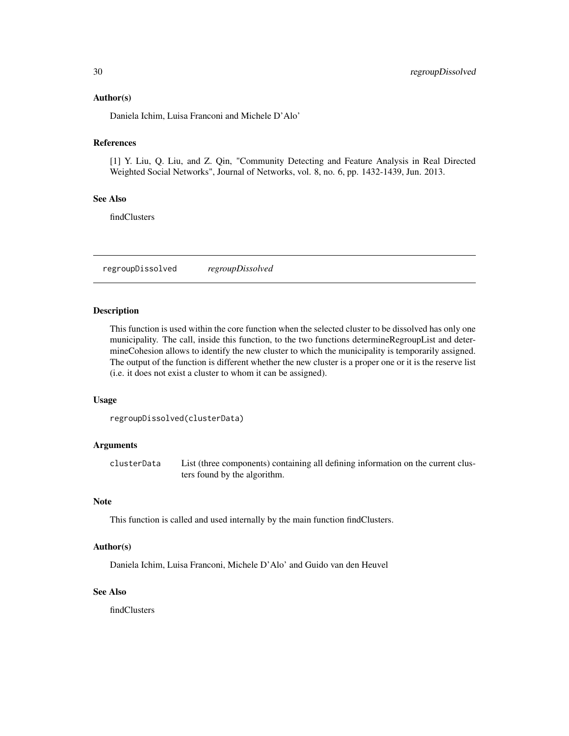### Author(s)

Daniela Ichim, Luisa Franconi and Michele D'Alo'

### References

[1] Y. Liu, Q. Liu, and Z. Qin, "Community Detecting and Feature Analysis in Real Directed Weighted Social Networks", Journal of Networks, vol. 8, no. 6, pp. 1432-1439, Jun. 2013.

### See Also

findClusters

---

## regroupDissolved *regroupDissolved*

### Description

This function is used within the core function when the selected cluster to be dissolved has only one municipality. The call, inside this function, to the two functions determineRegroupList and determineCohesion allows to identify the new cluster to which the municipality is temporarily assigned. The output of the function is different whether the new cluster is a proper one or it is the reserve list (i.e. it does not exist a cluster to whom it can be assigned).

### Usage

```
regroupDissolved(clusterData)
```

### Arguments

| | |
|---|---|
| clusterData | List (three components) containing all defining information on the current clusters found by the algorithm. |

### Note

This function is called and used internally by the main function findClusters.

### Author(s)

Daniela Ichim, Luisa Franconi, Michele D'Alo' and Guido van den Heuvel

### See Also

findClusters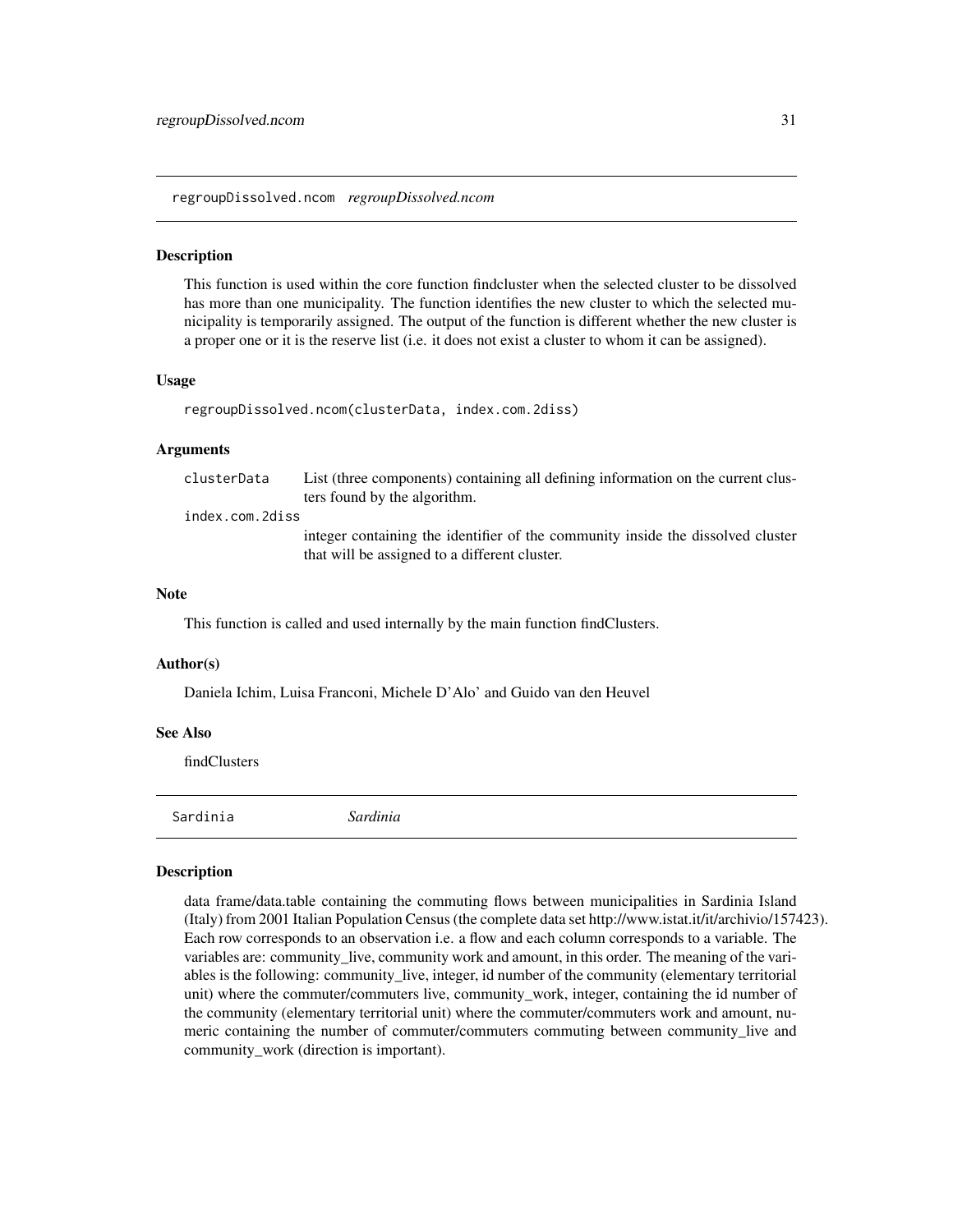## regroupDissolved.ncom *regroupDissolved.ncom*

### Description

This function is used within the core function findcluster when the selected cluster to be dissolved has more than one municipality. The function identifies the new cluster to which the selected municipality is temporarily assigned. The output of the function is different whether the new cluster is a proper one or it is the reserve list (i.e. it does not exist a cluster to whom it can be assigned).

### Usage

```
regroupDissolved.ncom(clusterData, index.com.2diss)
```

### Arguments

- `clusterData` List (three components) containing all defining information on the current clusters found by the algorithm.
- `index.com.2diss` integer containing the identifier of the community inside the dissolved cluster that will be assigned to a different cluster.

### Note

This function is called and used internally by the main function findClusters.

### Author(s)

Daniela Ichim, Luisa Franconi, Michele D'Alo' and Guido van den Heuvel

### See Also

findClusters

## Sardinia *Sardinia*

### Description

data frame/data.table containing the commuting flows between municipalities in Sardinia Island (Italy) from 2001 Italian Population Census (the complete data set http://www.istat.it/it/archivio/157423). Each row corresponds to an observation i.e. a flow and each column corresponds to a variable. The variables are: community_live, community work and amount, in this order. The meaning of the variables is the following: community_live, integer, id number of the community (elementary territorial unit) where the commuter/commuters live, community_work, integer, containing the id number of the community (elementary territorial unit) where the commuter/commuters work and amount, numeric containing the number of commuter/commuters commuting between community_live and community_work (direction is important).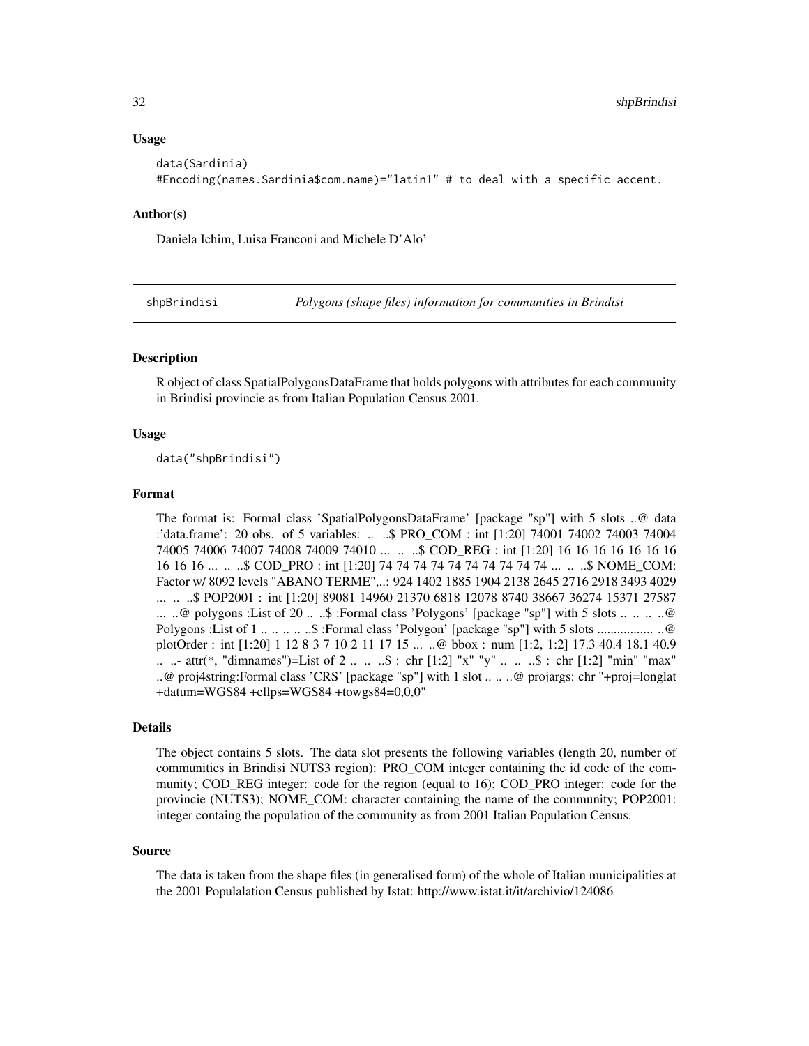### Usage

```
data(Sardinia)
#Encoding(names.Sardinia$com.name)="latin1" # to deal with a specific accent.
```

### Author(s)

Daniela Ichim, Luisa Franconi and Michele D'Alo'

---

## shpBrindisi — *Polygons (shape files) information for communities in Brindisi*

### Description

R object of class SpatialPolygonsDataFrame that holds polygons with attributes for each community in Brindisi provincie as from Italian Population Census 2001.

### Usage

```
data("shpBrindisi")
```

### Format

The format is: Formal class 'SpatialPolygonsDataFrame' [package "sp"] with 5 slots ..@ data :'data.frame': 20 obs. of 5 variables: .. ..$ PRO_COM : int [1:20] 74001 74002 74003 74004 74005 74006 74007 74008 74009 74010 ... .. ..$ COD_REG : int [1:20] 16 16 16 16 16 16 16 16 16 16 ... .. ..$ COD_PRO : int [1:20] 74 74 74 74 74 74 74 74 74 74 ... .. ..$ NOME_COM: Factor w/ 8092 levels "ABANO TERME",..: 924 1402 1885 1904 2138 2645 2716 2918 3493 4029 ... .. ..$ POP2001 : int [1:20] 89081 14960 21370 6818 12078 8740 38667 36274 15371 27587 ... ..@ polygons :List of 20 .. ..$ :Formal class 'Polygons' [package "sp"] with 5 slots .. .. .. ..@ Polygons :List of 1 .. .. .. .. ..$ :Formal class 'Polygon' [package "sp"] with 5 slots ................. ..@ plotOrder : int [1:20] 1 12 8 3 7 10 2 11 17 15 ... ..@ bbox : num [1:2, 1:2] 17.3 40.4 18.1 40.9 .. ..- attr(*, "dimnames")=List of 2 .. .. ..$ : chr [1:2] "x" "y" .. .. ..$ : chr [1:2] "min" "max" ..@ proj4string:Formal class 'CRS' [package "sp"] with 1 slot .. .. ..@ projargs: chr "+proj=longlat +datum=WGS84 +ellps=WGS84 +towgs84=0,0,0"

### Details

The object contains 5 slots. The data slot presents the following variables (length 20, number of communities in Brindisi NUTS3 region): PRO_COM integer containing the id code of the community; COD_REG integer: code for the region (equal to 16); COD_PRO integer: code for the provincie (NUTS3); NOME_COM: character containing the name of the community; POP2001: integer containg the population of the community as from 2001 Italian Population Census.

### Source

The data is taken from the shape files (in generalised form) of the whole of Italian municipalities at the 2001 Populalation Census published by Istat: http://www.istat.it/it/archivio/124086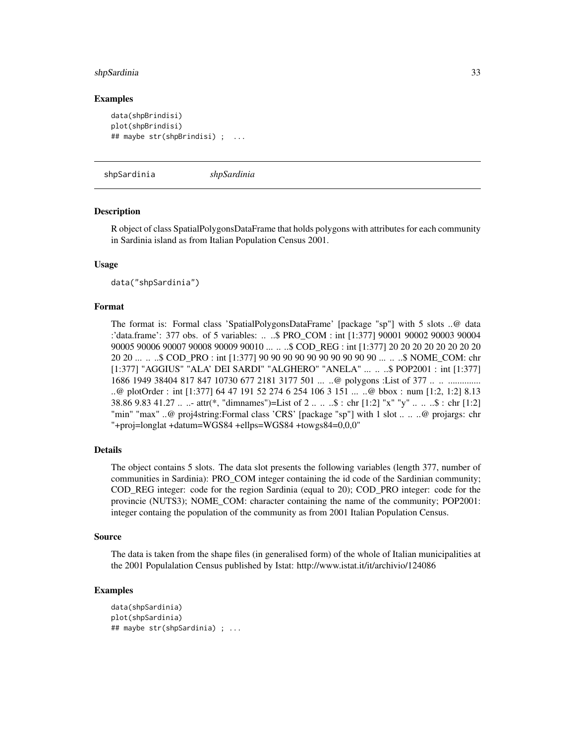### Examples

```
data(shpBrindisi)
plot(shpBrindisi)
## maybe str(shpBrindisi) ;  ...
```

---

## shpSardinia *shpSardinia*

---

### Description

R object of class SpatialPolygonsDataFrame that holds polygons with attributes for each community in Sardinia island as from Italian Population Census 2001.

### Usage

```
data("shpSardinia")
```

### Format

The format is: Formal class 'SpatialPolygonsDataFrame' [package "sp"] with 5 slots ..@ data :'data.frame': 377 obs. of 5 variables: .. ..$ PRO_COM : int [1:377] 90001 90002 90003 90004 90005 90006 90007 90008 90009 90010 ... .. ..$ COD_REG : int [1:377] 20 20 20 20 20 20 20 20 20 20 ... .. ..$ COD_PRO : int [1:377] 90 90 90 90 90 90 90 90 90 90 ... .. ..$ NOME_COM: chr [1:377] "AGGIUS" "ALA' DEI SARDI" "ALGHERO" "ANELA" ... .. ..$ POP2001 : int [1:377] 1686 1949 38404 817 847 10730 677 2181 3177 501 ... ..@ polygons :List of 377 .. .. ............. ..@ plotOrder : int [1:377] 64 47 191 52 274 6 254 106 3 151 ... ..@ bbox : num [1:2, 1:2] 8.13 38.86 9.83 41.27 .. ..- attr(*, "dimnames")=List of 2 .. .. ..$ : chr [1:2] "x" "y" .. .. ..$ : chr [1:2] "min" "max" ..@ proj4string:Formal class 'CRS' [package "sp"] with 1 slot .. .. ..@ projargs: chr "+proj=longlat +datum=WGS84 +ellps=WGS84 +towgs84=0,0,0"

### Details

The object contains 5 slots. The data slot presents the following variables (length 377, number of communities in Sardinia): PRO_COM integer containing the id code of the Sardinian community; COD_REG integer: code for the region Sardinia (equal to 20); COD_PRO integer: code for the provincie (NUTS3); NOME_COM: character containing the name of the community; POP2001: integer containg the population of the community as from 2001 Italian Population Census.

### Source

The data is taken from the shape files (in generalised form) of the whole of Italian municipalities at the 2001 Populalation Census published by Istat: http://www.istat.it/it/archivio/124086

### Examples

```
data(shpSardinia)
plot(shpSardinia)
## maybe str(shpSardinia) ; ...
```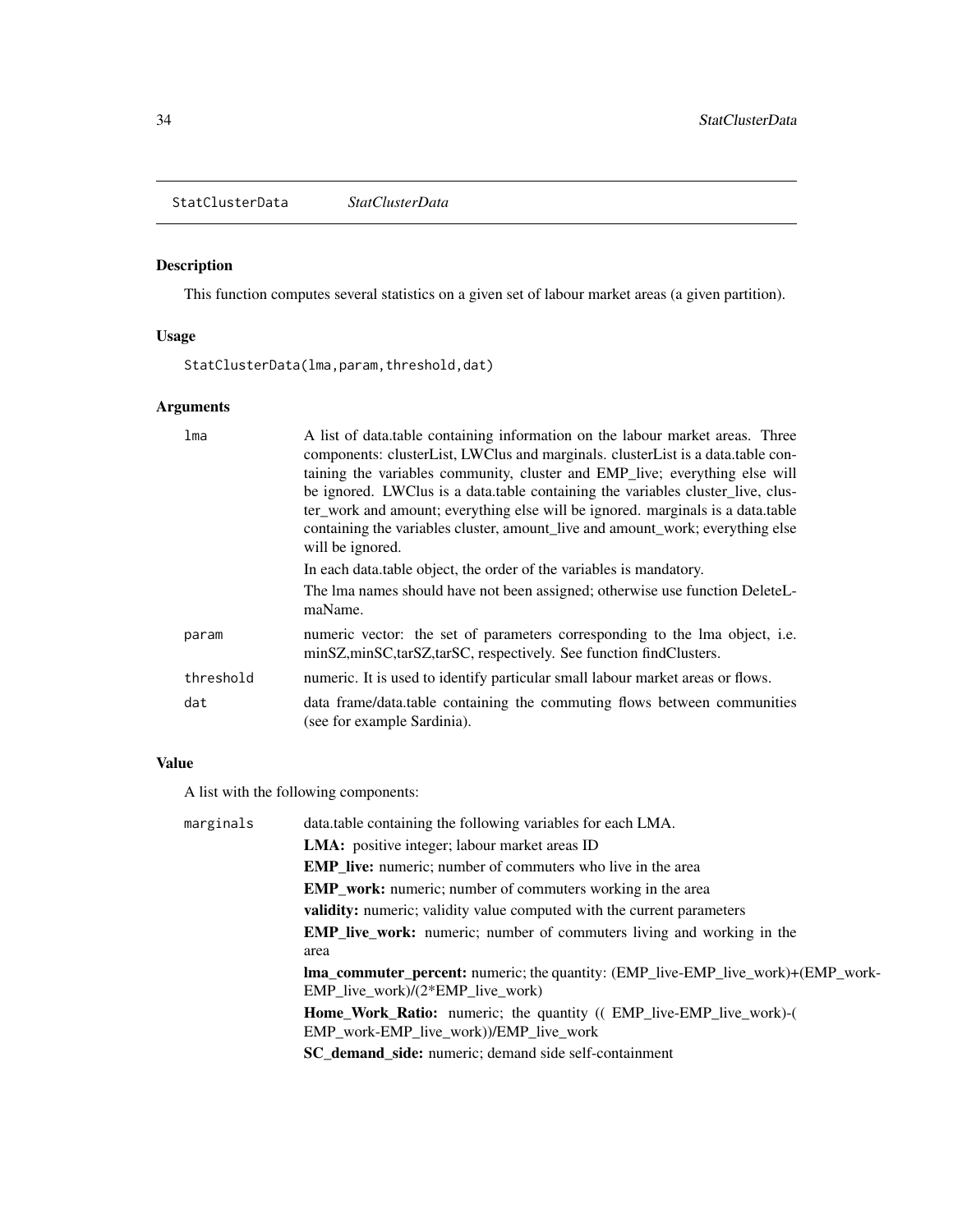# StatClusterData *StatClusterData*

## Description

This function computes several statistics on a given set of labour market areas (a given partition).

## Usage

```
StatClusterData(lma,param,threshold,dat)
```

## Arguments

- **lma**: A list of data.table containing information on the labour market areas. Three components: clusterList, LWClus and marginals. clusterList is a data.table containing the variables community, cluster and EMP_live; everything else will be ignored. LWClus is a data.table containing the variables cluster_live, cluster_work and amount; everything else will be ignored. marginals is a data.table containing the variables cluster, amount_live and amount_work; everything else will be ignored.

  In each data.table object, the order of the variables is mandatory.

  The lma names should have not been assigned; otherwise use function DeleteLmaName.
- **param**: numeric vector: the set of parameters corresponding to the lma object, i.e. minSZ,minSC,tarSZ,tarSC, respectively. See function findClusters.
- **threshold**: numeric. It is used to identify particular small labour market areas or flows.
- **dat**: data frame/data.table containing the commuting flows between communities (see for example Sardinia).

## Value

A list with the following components:

- **marginals**: data.table containing the following variables for each LMA.

  **LMA:** positive integer; labour market areas ID

  **EMP_live:** numeric; number of commuters who live in the area

  **EMP_work:** numeric; number of commuters working in the area

  **validity:** numeric; validity value computed with the current parameters

  **EMP_live_work:** numeric; number of commuters living and working in the area

  **lma_commuter_percent:** numeric; the quantity: (EMP_live-EMP_live_work)+(EMP_work-EMP_live_work)/(2*EMP_live_work)

  **Home_Work_Ratio:** numeric; the quantity (( EMP_live-EMP_live_work)-( EMP_work-EMP_live_work))/EMP_live_work

  **SC_demand_side:** numeric; demand side self-containment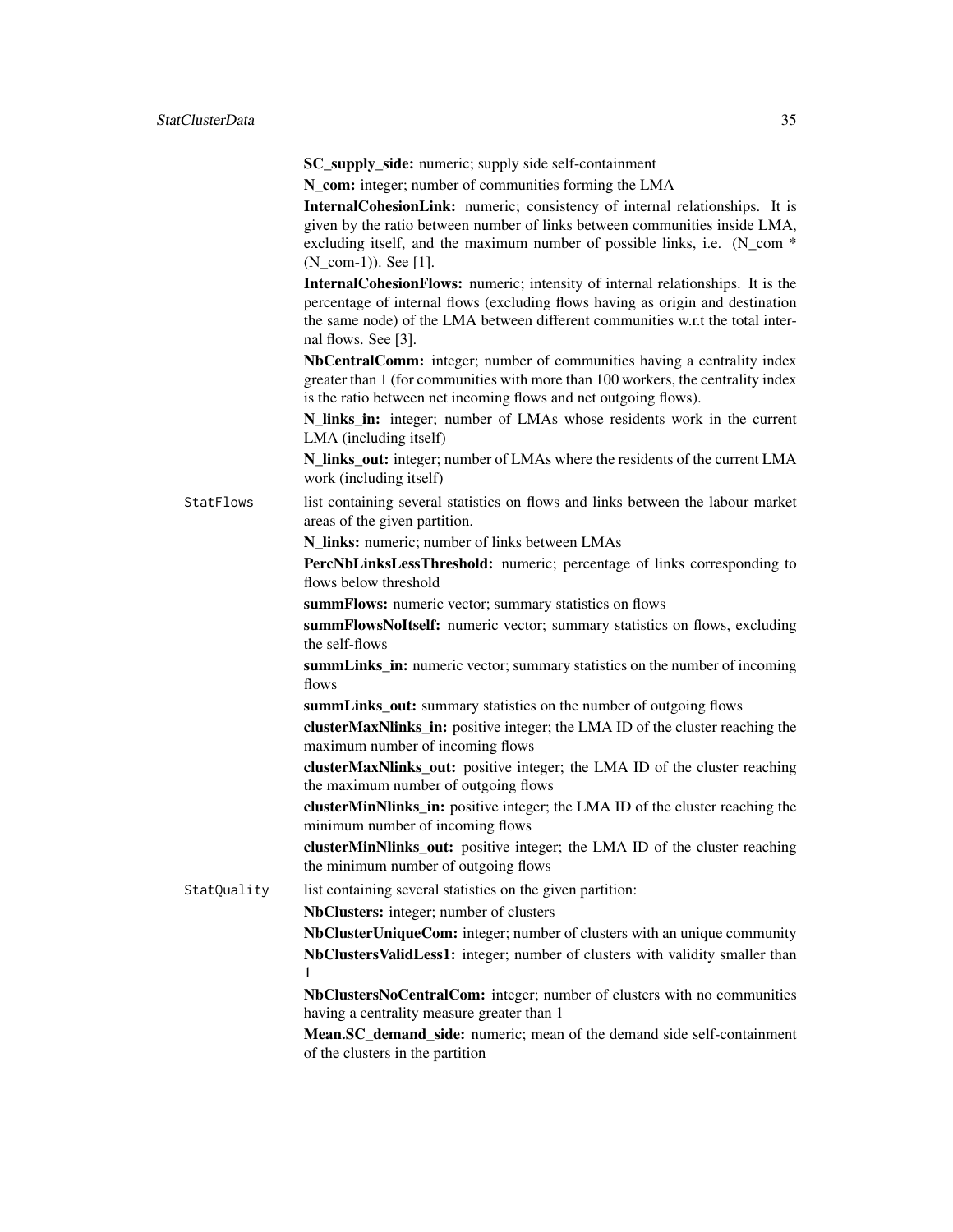**SC_supply_side:** numeric; supply side self-containment

**N_com:** integer; number of communities forming the LMA

**InternalCohesionLink:** numeric; consistency of internal relationships. It is given by the ratio between number of links between communities inside LMA, excluding itself, and the maximum number of possible links, i.e. (N_com * (N_com-1)). See [1].

**InternalCohesionFlows:** numeric; intensity of internal relationships. It is the percentage of internal flows (excluding flows having as origin and destination the same node) of the LMA between different communities w.r.t the total internal flows. See [3].

**NbCentralComm:** integer; number of communities having a centrality index greater than 1 (for communities with more than 100 workers, the centrality index is the ratio between net incoming flows and net outgoing flows).

**N_links_in:** integer; number of LMAs whose residents work in the current LMA (including itself)

**N_links_out:** integer; number of LMAs where the residents of the current LMA work (including itself)

`StatFlows` list containing several statistics on flows and links between the labour market areas of the given partition.

**N_links:** numeric; number of links between LMAs

**PercNbLinksLessThreshold:** numeric; percentage of links corresponding to flows below threshold

**summFlows:** numeric vector; summary statistics on flows

**summFlowsNoItself:** numeric vector; summary statistics on flows, excluding the self-flows

**summLinks_in:** numeric vector; summary statistics on the number of incoming flows

**summLinks_out:** summary statistics on the number of outgoing flows

**clusterMaxNlinks_in:** positive integer; the LMA ID of the cluster reaching the maximum number of incoming flows

**clusterMaxNlinks_out:** positive integer; the LMA ID of the cluster reaching the maximum number of outgoing flows

**clusterMinNlinks_in:** positive integer; the LMA ID of the cluster reaching the minimum number of incoming flows

**clusterMinNlinks_out:** positive integer; the LMA ID of the cluster reaching the minimum number of outgoing flows

`StatQuality` list containing several statistics on the given partition:

**NbClusters:** integer; number of clusters

**NbClusterUniqueCom:** integer; number of clusters with an unique community

**NbClustersValidLess1:** integer; number of clusters with validity smaller than 1

**NbClustersNoCentralCom:** integer; number of clusters with no communities having a centrality measure greater than 1

**Mean.SC_demand_side:** numeric; mean of the demand side self-containment of the clusters in the partition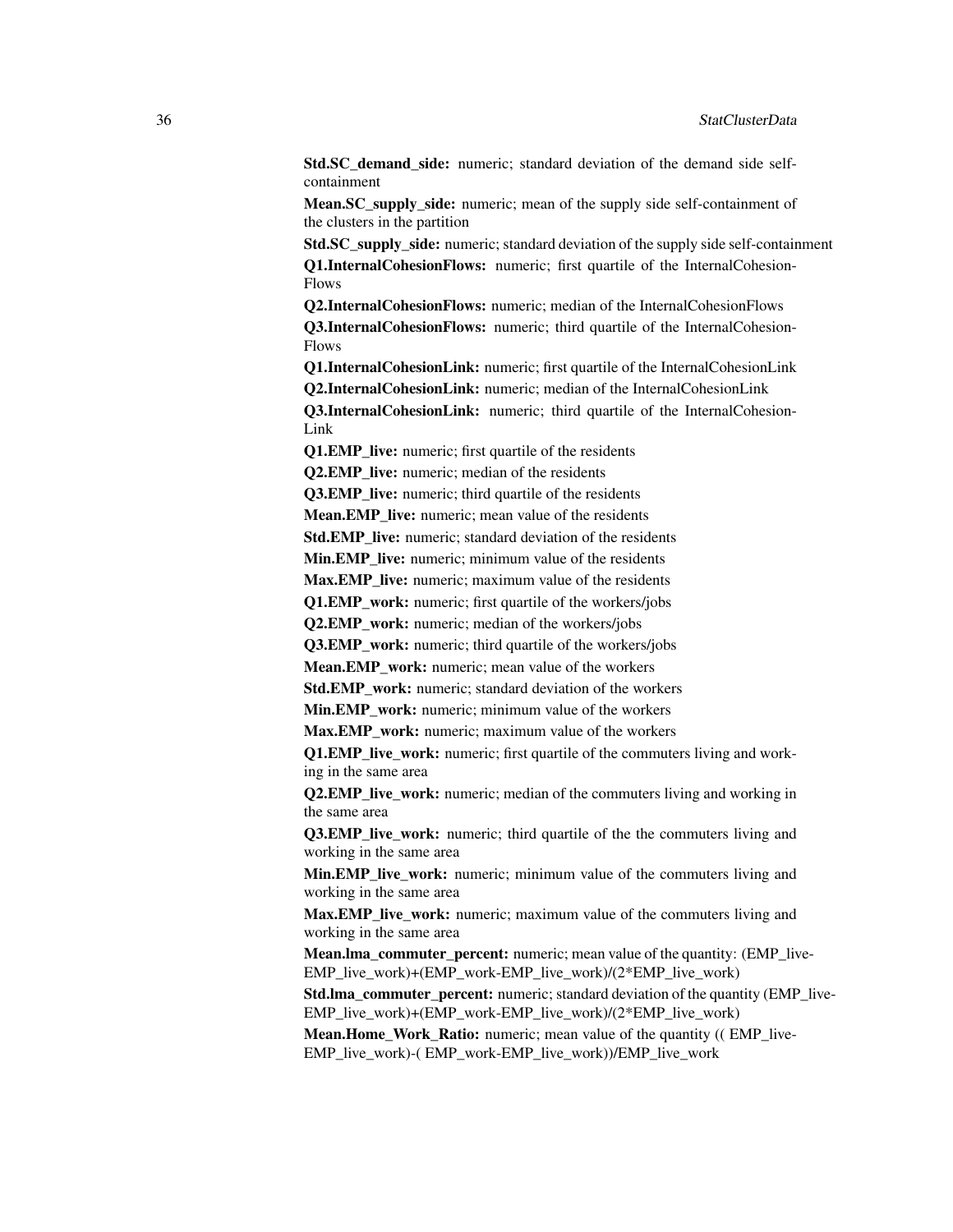**Std.SC_demand_side:** numeric; standard deviation of the demand side self-containment

**Mean.SC_supply_side:** numeric; mean of the supply side self-containment of the clusters in the partition

**Std.SC_supply_side:** numeric; standard deviation of the supply side self-containment

**Q1.InternalCohesionFlows:** numeric; first quartile of the InternalCohesionFlows

**Q2.InternalCohesionFlows:** numeric; median of the InternalCohesionFlows

**Q3.InternalCohesionFlows:** numeric; third quartile of the InternalCohesionFlows

**Q1.InternalCohesionLink:** numeric; first quartile of the InternalCohesionLink

**Q2.InternalCohesionLink:** numeric; median of the InternalCohesionLink

**Q3.InternalCohesionLink:** numeric; third quartile of the InternalCohesionLink

**Q1.EMP_live:** numeric; first quartile of the residents

**Q2.EMP_live:** numeric; median of the residents

**Q3.EMP_live:** numeric; third quartile of the residents

**Mean.EMP_live:** numeric; mean value of the residents

**Std.EMP_live:** numeric; standard deviation of the residents

**Min.EMP_live:** numeric; minimum value of the residents

**Max.EMP_live:** numeric; maximum value of the residents

**Q1.EMP_work:** numeric; first quartile of the workers/jobs

**Q2.EMP_work:** numeric; median of the workers/jobs

**Q3.EMP_work:** numeric; third quartile of the workers/jobs

**Mean.EMP_work:** numeric; mean value of the workers

**Std.EMP_work:** numeric; standard deviation of the workers

**Min.EMP_work:** numeric; minimum value of the workers

**Max.EMP_work:** numeric; maximum value of the workers

**Q1.EMP_live_work:** numeric; first quartile of the commuters living and working in the same area

**Q2.EMP_live_work:** numeric; median of the commuters living and working in the same area

**Q3.EMP_live_work:** numeric; third quartile of the the commuters living and working in the same area

**Min.EMP_live_work:** numeric; minimum value of the commuters living and working in the same area

**Max.EMP_live_work:** numeric; maximum value of the commuters living and working in the same area

**Mean.lma_commuter_percent:** numeric; mean value of the quantity: (EMP_live-EMP_live_work)+(EMP_work-EMP_live_work)/(2*EMP_live_work)

**Std.lma_commuter_percent:** numeric; standard deviation of the quantity (EMP_live-EMP_live_work)+(EMP_work-EMP_live_work)/(2*EMP_live_work)

**Mean.Home_Work_Ratio:** numeric; mean value of the quantity (( EMP_live-EMP_live_work)-( EMP_work-EMP_live_work))/EMP_live_work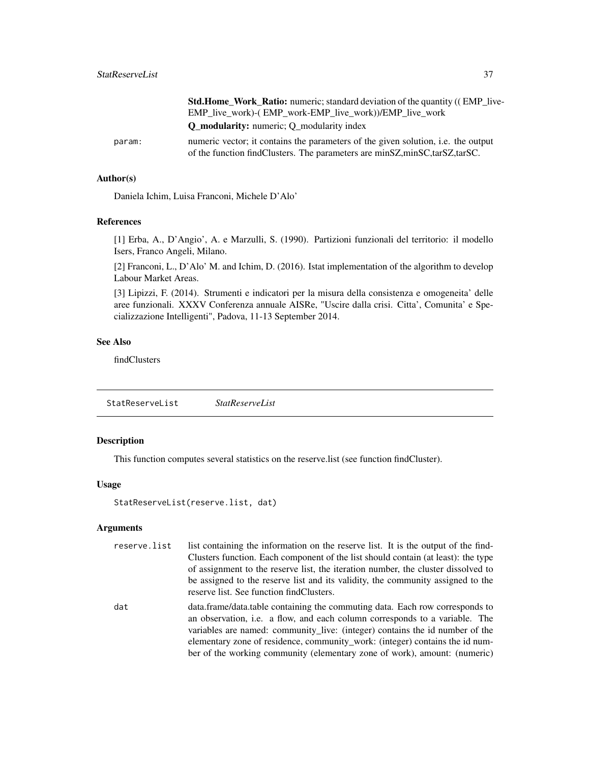**Std.Home_Work_Ratio:** numeric; standard deviation of the quantity (( EMP_live-EMP_live_work)-( EMP_work-EMP_live_work))/EMP_live_work

**Q_modularity:** numeric; Q_modularity index

`param:` numeric vector; it contains the parameters of the given solution, i.e. the output of the function findClusters. The parameters are minSZ,minSC,tarSZ,tarSC.

### Author(s)

Daniela Ichim, Luisa Franconi, Michele D'Alo'

### References

[1] Erba, A., D'Angio', A. e Marzulli, S. (1990). Partizioni funzionali del territorio: il modello Isers, Franco Angeli, Milano.

[2] Franconi, L., D'Alo' M. and Ichim, D. (2016). Istat implementation of the algorithm to develop Labour Market Areas.

[3] Lipizzi, F. (2014). Strumenti e indicatori per la misura della consistenza e omogeneita' delle aree funzionali. XXXV Conferenza annuale AISRe, "Uscire dalla crisi. Citta', Comunita' e Specializzazione Intelligenti", Padova, 11-13 September 2014.

### See Also

findClusters

---

## StatReserveList *StatReserveList*

### Description

This function computes several statistics on the reserve.list (see function findCluster).

### Usage

```
StatReserveList(reserve.list, dat)
```

### Arguments

`reserve.list` list containing the information on the reserve list. It is the output of the findClusters function. Each component of the list should contain (at least): the type of assignment to the reserve list, the iteration number, the cluster dissolved to be assigned to the reserve list and its validity, the community assigned to the reserve list. See function findClusters.

`dat` data.frame/data.table containing the commuting data. Each row corresponds to an observation, i.e. a flow, and each column corresponds to a variable. The variables are named: community_live: (integer) contains the id number of the elementary zone of residence, community_work: (integer) contains the id number of the working community (elementary zone of work), amount: (numeric)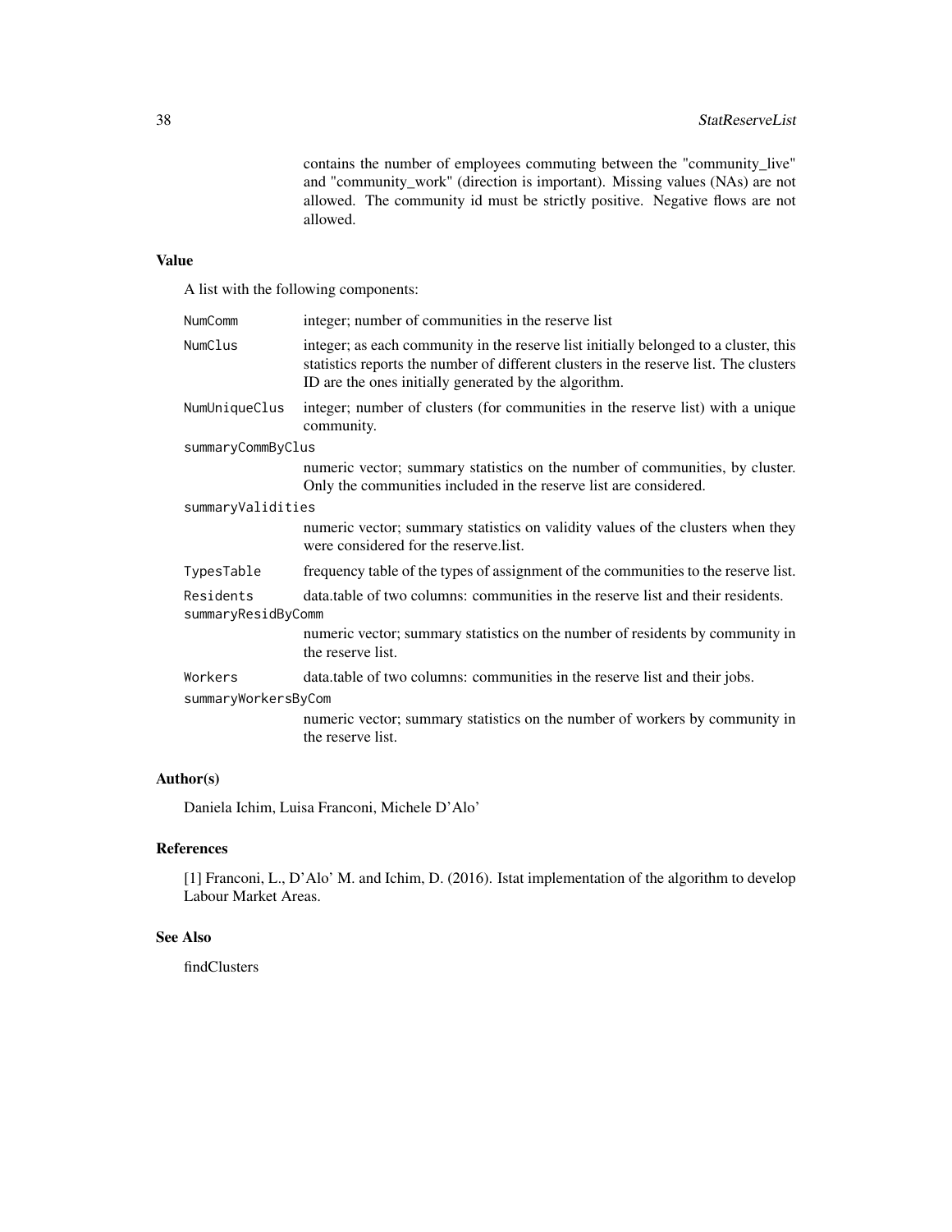contains the number of employees commuting between the "community_live" and "community_work" (direction is important). Missing values (NAs) are not allowed. The community id must be strictly positive. Negative flows are not allowed.

## Value

A list with the following components:

- `NumComm` integer; number of communities in the reserve list
- `NumClus` integer; as each community in the reserve list initially belonged to a cluster, this statistics reports the number of different clusters in the reserve list. The clusters ID are the ones initially generated by the algorithm.
- `NumUniqueClus` integer; number of clusters (for communities in the reserve list) with a unique community.
- `summaryCommByClus` numeric vector; summary statistics on the number of communities, by cluster. Only the communities included in the reserve list are considered.
- `summaryValidities` numeric vector; summary statistics on validity values of the clusters when they were considered for the reserve.list.
- `TypesTable` frequency table of the types of assignment of the communities to the reserve list.
- `Residents` data.table of two columns: communities in the reserve list and their residents.
- `summaryResidByComm` numeric vector; summary statistics on the number of residents by community in the reserve list.
- `Workers` data.table of two columns: communities in the reserve list and their jobs.
- `summaryWorkersByCom` numeric vector; summary statistics on the number of workers by community in the reserve list.

## Author(s)

Daniela Ichim, Luisa Franconi, Michele D'Alo'

## References

[1] Franconi, L., D'Alo' M. and Ichim, D. (2016). Istat implementation of the algorithm to develop Labour Market Areas.

## See Also

findClusters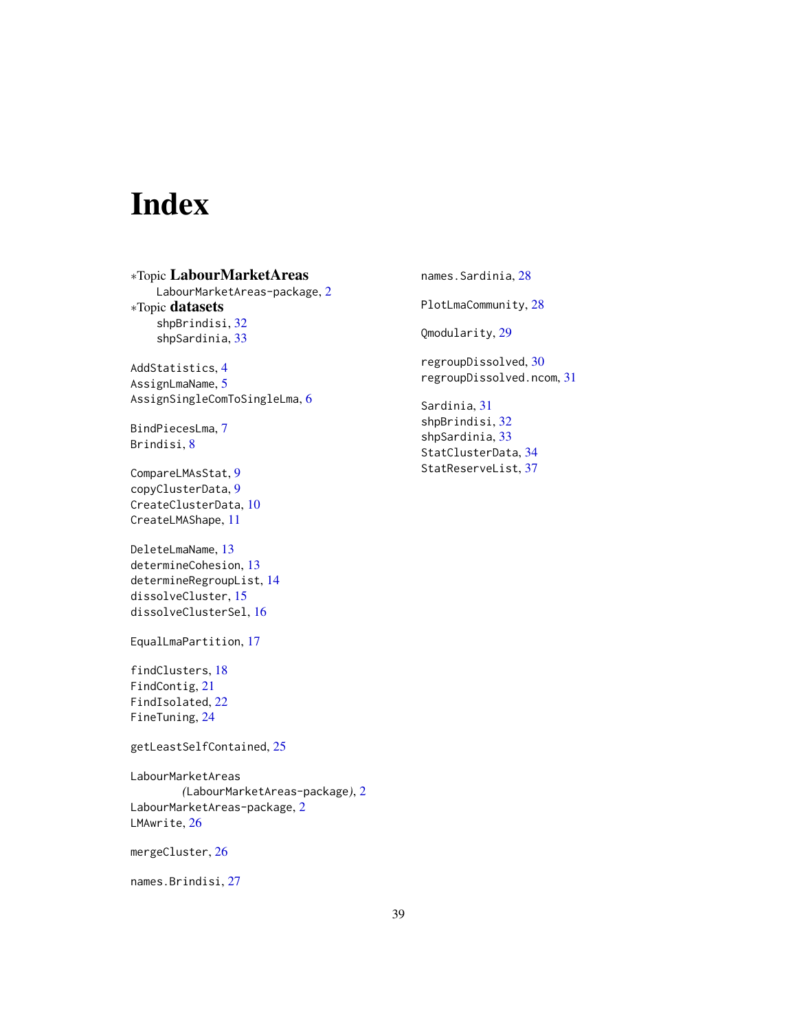# Index

*Topic **LabourMarketAreas**
    LabourMarketAreas-package, 2
*Topic **datasets**
    shpBrindisi, 32
    shpSardinia, 33

AddStatistics, 4
AssignLmaName, 5
AssignSingleComToSingleLma, 6

BindPiecesLma, 7
Brindisi, 8

CompareLMAsStat, 9
copyClusterData, 9
CreateClusterData, 10
CreateLMAShape, 11

DeleteLmaName, 13
determineCohesion, 13
determineRegroupList, 14
dissolveCluster, 15
dissolveClusterSel, 16

EqualLmaPartition, 17

findClusters, 18
FindContig, 21
FindIsolated, 22
FineTuning, 24

getLeastSelfContained, 25

LabourMarketAreas
        *(*LabourMarketAreas-package*)*, 2
LabourMarketAreas-package, 2
LMAwrite, 26

mergeCluster, 26

names.Brindisi, 27
names.Sardinia, 28

PlotLmaCommunity, 28

Qmodularity, 29

regroupDissolved, 30
regroupDissolved.ncom, 31

Sardinia, 31
shpBrindisi, 32
shpSardinia, 33
StatClusterData, 34
StatReserveList, 37